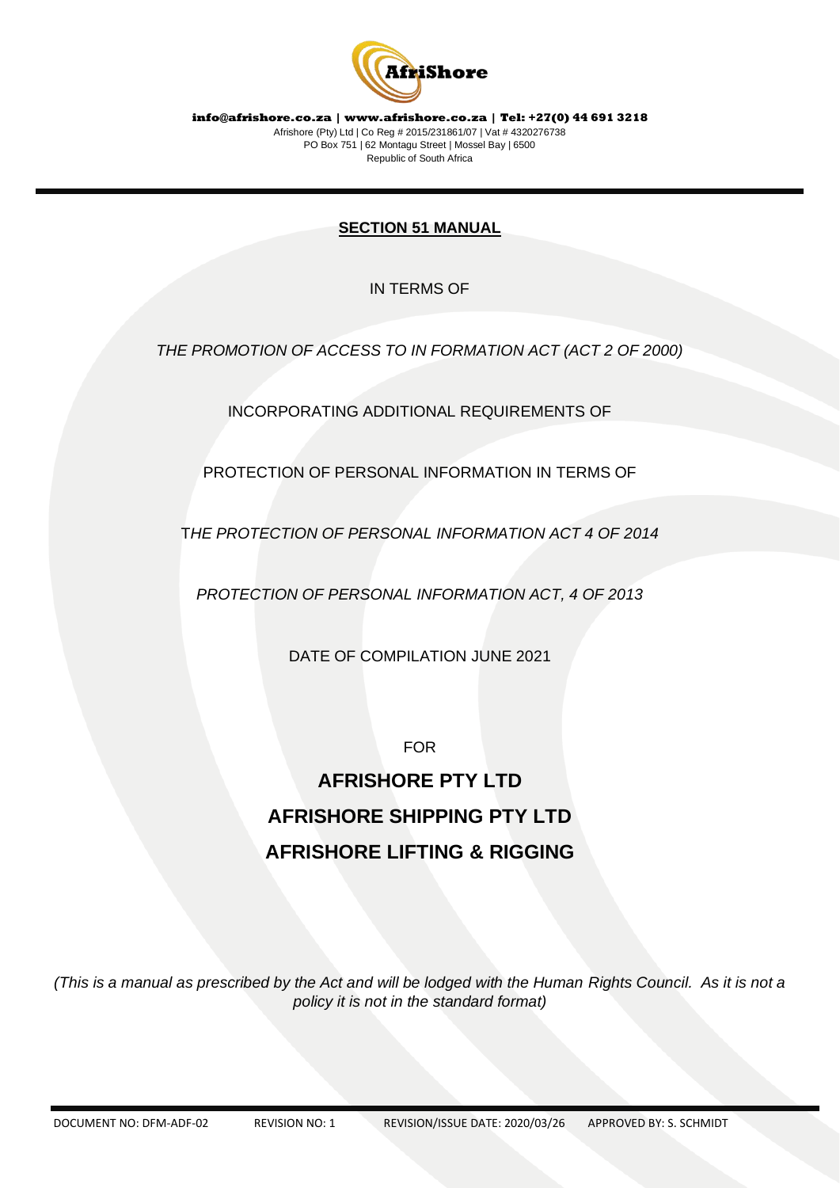**info@afrishore.co.za | www.afrishore.co.za | Tel: +27(0) 44 691 3218**

Afrishore (Pty) Ltd | Co Reg # 2015/231861/07 | Vat # 4320276738
PO Box 751 | 62 Montagu Street | Mossel Bay | 6500
Republic of South Africa

# SECTION 51 MANUAL

IN TERMS OF

*THE PROMOTION OF ACCESS TO IN FORMATION ACT (ACT 2 OF 2000)*

INCORPORATING ADDITIONAL REQUIREMENTS OF

PROTECTION OF PERSONAL INFORMATION IN TERMS OF

*THE PROTECTION OF PERSONAL INFORMATION ACT 4 OF 2014*

*PROTECTION OF PERSONAL INFORMATION ACT, 4 OF 2013*

DATE OF COMPILATION JUNE 2021

FOR

## AFRISHORE PTY LTD
## AFRISHORE SHIPPING PTY LTD
## AFRISHORE LIFTING & RIGGING

*(This is a manual as prescribed by the Act and will be lodged with the Human Rights Council. As it is not a policy it is not in the standard format)*

DOCUMENT NO: DFM-ADF-02 REVISION NO: 1 REVISION/ISSUE DATE: 2020/03/26 APPROVED BY: S. SCHMIDT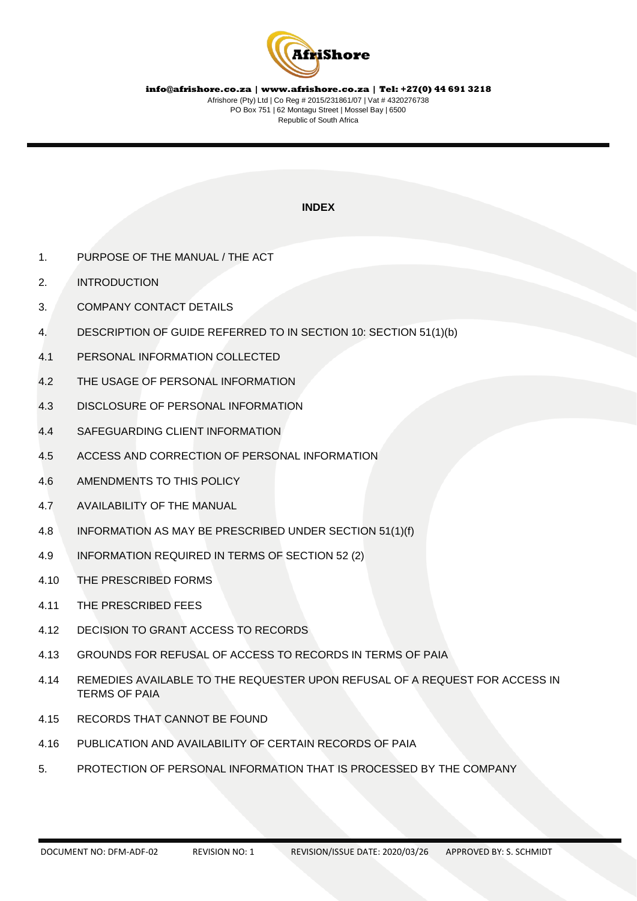## INDEX

1. PURPOSE OF THE MANUAL / THE ACT
2. INTRODUCTION
3. COMPANY CONTACT DETAILS
4. DESCRIPTION OF GUIDE REFERRED TO IN SECTION 10: SECTION 51(1)(b)

4.1 PERSONAL INFORMATION COLLECTED

4.2 THE USAGE OF PERSONAL INFORMATION

4.3 DISCLOSURE OF PERSONAL INFORMATION

4.4 SAFEGUARDING CLIENT INFORMATION

4.5 ACCESS AND CORRECTION OF PERSONAL INFORMATION

4.6 AMENDMENTS TO THIS POLICY

4.7 AVAILABILITY OF THE MANUAL

4.8 INFORMATION AS MAY BE PRESCRIBED UNDER SECTION 51(1)(f)

4.9 INFORMATION REQUIRED IN TERMS OF SECTION 52 (2)

4.10 THE PRESCRIBED FORMS

4.11 THE PRESCRIBED FEES

4.12 DECISION TO GRANT ACCESS TO RECORDS

4.13 GROUNDS FOR REFUSAL OF ACCESS TO RECORDS IN TERMS OF PAIA

4.14 REMEDIES AVAILABLE TO THE REQUESTER UPON REFUSAL OF A REQUEST FOR ACCESS IN TERMS OF PAIA

4.15 RECORDS THAT CANNOT BE FOUND

4.16 PUBLICATION AND AVAILABILITY OF CERTAIN RECORDS OF PAIA

5. PROTECTION OF PERSONAL INFORMATION THAT IS PROCESSED BY THE COMPANY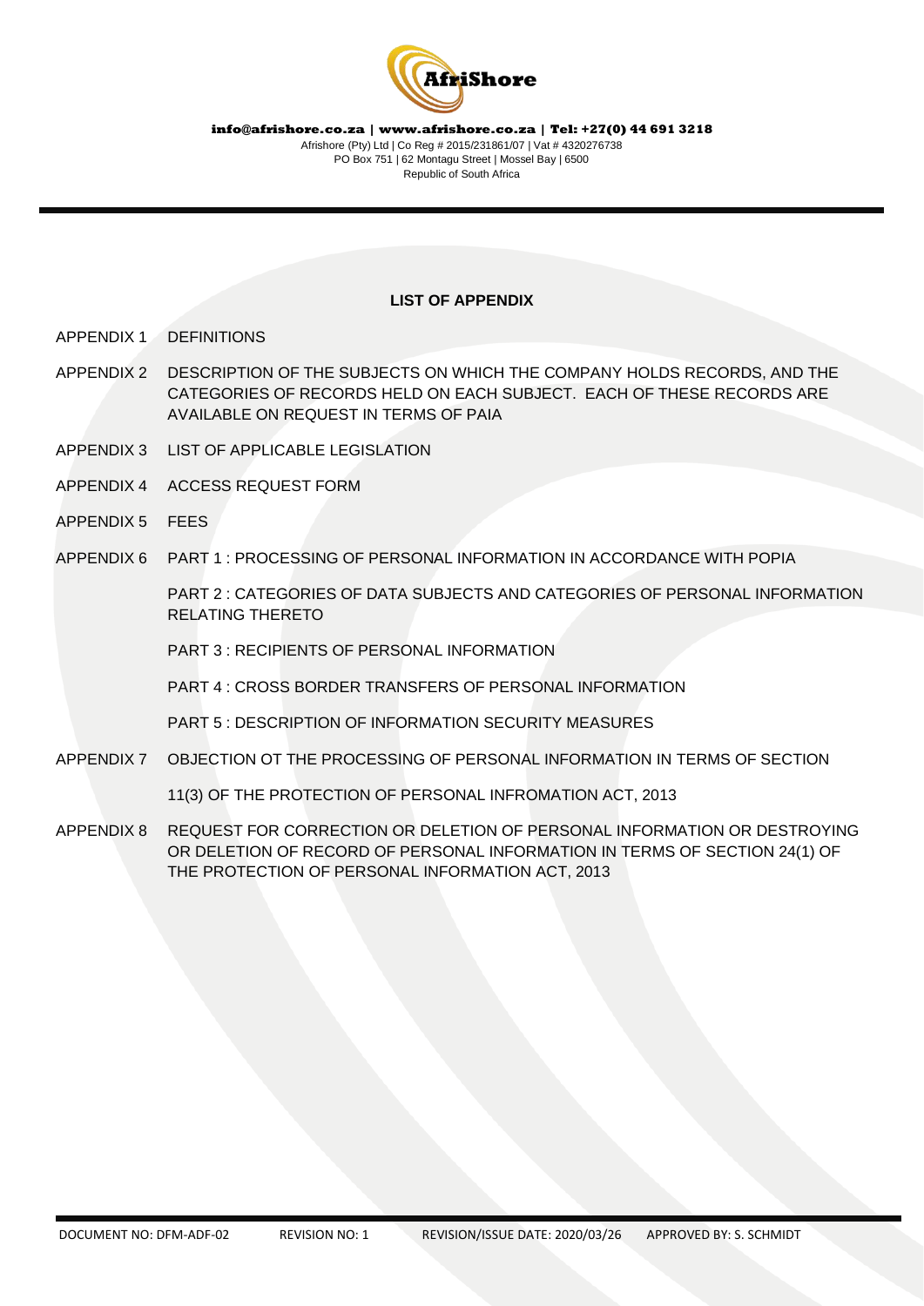**LIST OF APPENDIX**

| | |
|---|---|
| APPENDIX 1 | DEFINITIONS |
| APPENDIX 2 | DESCRIPTION OF THE SUBJECTS ON WHICH THE COMPANY HOLDS RECORDS, AND THE CATEGORIES OF RECORDS HELD ON EACH SUBJECT. EACH OF THESE RECORDS ARE AVAILABLE ON REQUEST IN TERMS OF PAIA |
| APPENDIX 3 | LIST OF APPLICABLE LEGISLATION |
| APPENDIX 4 | ACCESS REQUEST FORM |
| APPENDIX 5 | FEES |
| APPENDIX 6 | PART 1 : PROCESSING OF PERSONAL INFORMATION IN ACCORDANCE WITH POPIA<br><br>PART 2 : CATEGORIES OF DATA SUBJECTS AND CATEGORIES OF PERSONAL INFORMATION RELATING THERETO<br><br>PART 3 : RECIPIENTS OF PERSONAL INFORMATION<br><br>PART 4 : CROSS BORDER TRANSFERS OF PERSONAL INFORMATION<br><br>PART 5 : DESCRIPTION OF INFORMATION SECURITY MEASURES |
| APPENDIX 7 | OBJECTION OT THE PROCESSING OF PERSONAL INFORMATION IN TERMS OF SECTION<br><br>11(3) OF THE PROTECTION OF PERSONAL INFROMATION ACT, 2013 |
| APPENDIX 8 | REQUEST FOR CORRECTION OR DELETION OF PERSONAL INFORMATION OR DESTROYING OR DELETION OF RECORD OF PERSONAL INFORMATION IN TERMS OF SECTION 24(1) OF THE PROTECTION OF PERSONAL INFORMATION ACT, 2013 |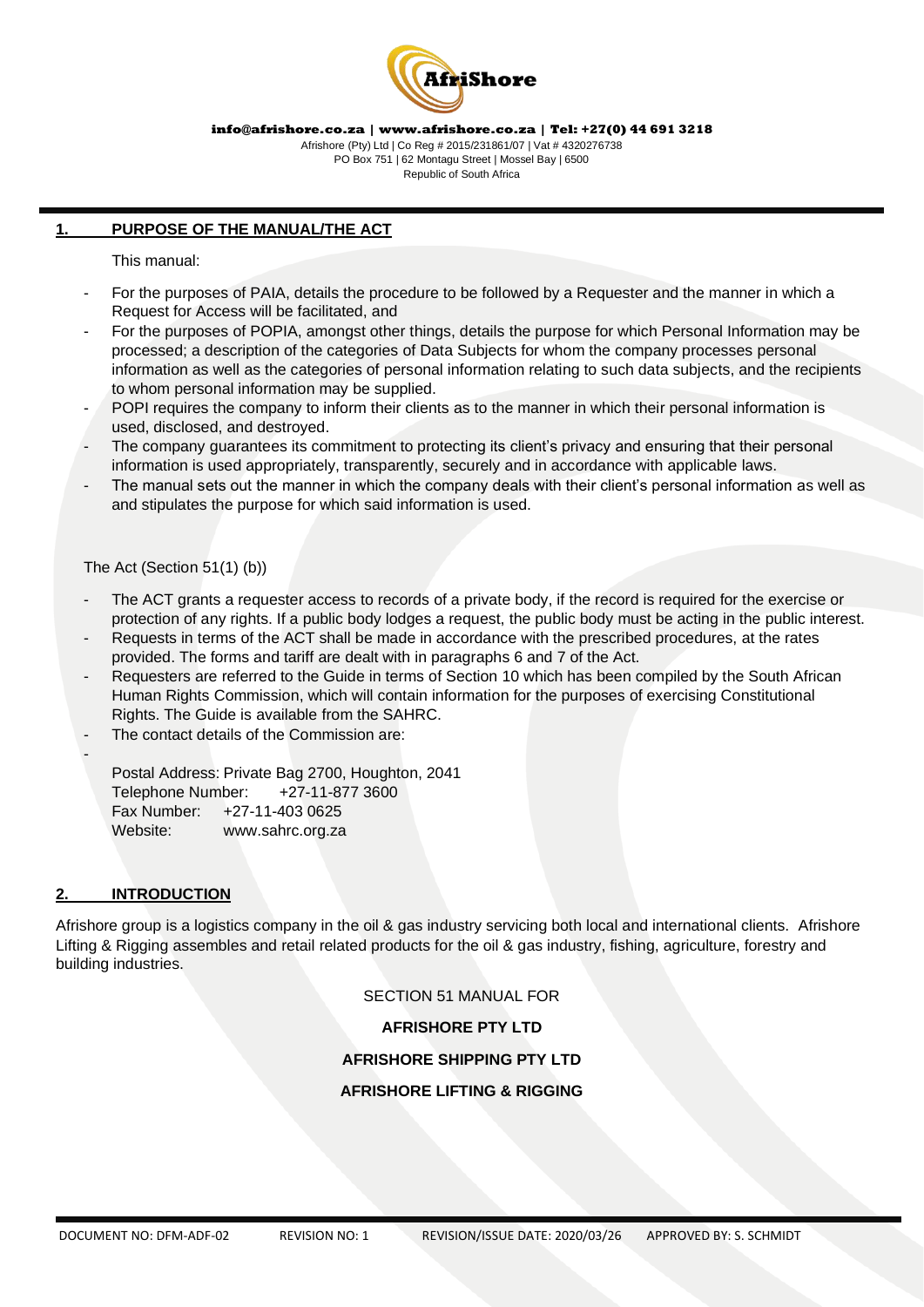info@afrishore.co.za | www.afrishore.co.za | Tel: +27(0) 44 691 3218

Afrishore (Pty) Ltd | Co Reg # 2015/231861/07 | Vat # 4320276738
PO Box 751 | 62 Montagu Street | Mossel Bay | 6500
Republic of South Africa

## 1. PURPOSE OF THE MANUAL/THE ACT

This manual:

- For the purposes of PAIA, details the procedure to be followed by a Requester and the manner in which a Request for Access will be facilitated, and
- For the purposes of POPIA, amongst other things, details the purpose for which Personal Information may be processed; a description of the categories of Data Subjects for whom the company processes personal information as well as the categories of personal information relating to such data subjects, and the recipients to whom personal information may be supplied.
- POPI requires the company to inform their clients as to the manner in which their personal information is used, disclosed, and destroyed.
- The company guarantees its commitment to protecting its client's privacy and ensuring that their personal information is used appropriately, transparently, securely and in accordance with applicable laws.
- The manual sets out the manner in which the company deals with their client's personal information as well as and stipulates the purpose for which said information is used.

The Act (Section 51(1) (b))

- The ACT grants a requester access to records of a private body, if the record is required for the exercise or protection of any rights. If a public body lodges a request, the public body must be acting in the public interest.
- Requests in terms of the ACT shall be made in accordance with the prescribed procedures, at the rates provided. The forms and tariff are dealt with in paragraphs 6 and 7 of the Act.
- Requesters are referred to the Guide in terms of Section 10 which has been compiled by the South African Human Rights Commission, which will contain information for the purposes of exercising Constitutional Rights. The Guide is available from the SAHRC.
- The contact details of the Commission are:
-

Postal Address: Private Bag 2700, Houghton, 2041
Telephone Number: +27-11-877 3600
Fax Number: +27-11-403 0625
Website: www.sahrc.org.za

## 2. INTRODUCTION

Afrishore group is a logistics company in the oil & gas industry servicing both local and international clients. Afrishore Lifting & Rigging assembles and retail related products for the oil & gas industry, fishing, agriculture, forestry and building industries.

SECTION 51 MANUAL FOR

**AFRISHORE PTY LTD**

**AFRISHORE SHIPPING PTY LTD**

**AFRISHORE LIFTING & RIGGING**

DOCUMENT NO: DFM-ADF-02 REVISION NO: 1 REVISION/ISSUE DATE: 2020/03/26 APPROVED BY: S. SCHMIDT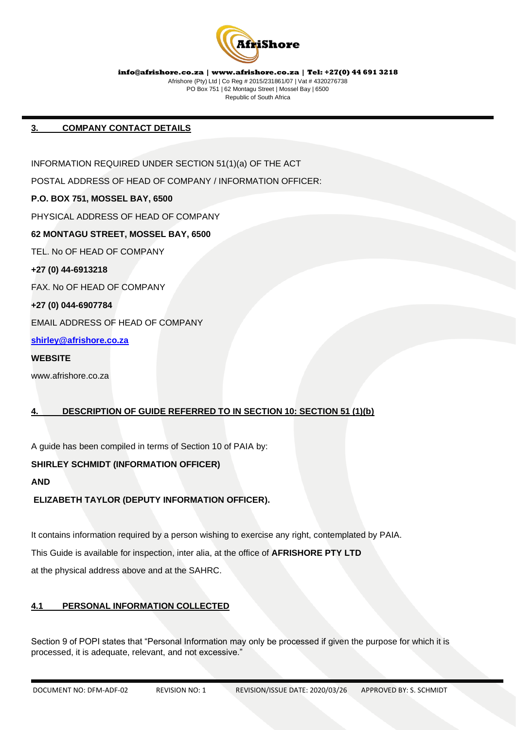## 3. COMPANY CONTACT DETAILS

INFORMATION REQUIRED UNDER SECTION 51(1)(a) OF THE ACT

POSTAL ADDRESS OF HEAD OF COMPANY / INFORMATION OFFICER:

**P.O. BOX 751, MOSSEL BAY, 6500**

PHYSICAL ADDRESS OF HEAD OF COMPANY

**62 MONTAGU STREET, MOSSEL BAY, 6500**

TEL. No OF HEAD OF COMPANY

**+27 (0) 44-6913218**

FAX. No OF HEAD OF COMPANY

**+27 (0) 044-6907784**

EMAIL ADDRESS OF HEAD OF COMPANY

**shirley@afrishore.co.za**

**WEBSITE**

www.afrishore.co.za

## 4. DESCRIPTION OF GUIDE REFERRED TO IN SECTION 10: SECTION 51 (1)(b)

A guide has been compiled in terms of Section 10 of PAIA by:

**SHIRLEY SCHMIDT (INFORMATION OFFICER)**

**AND**

**ELIZABETH TAYLOR (DEPUTY INFORMATION OFFICER).**

It contains information required by a person wishing to exercise any right, contemplated by PAIA.

This Guide is available for inspection, inter alia, at the office of **AFRISHORE PTY LTD**

at the physical address above and at the SAHRC.

### 4.1 PERSONAL INFORMATION COLLECTED

Section 9 of POPI states that "Personal Information may only be processed if given the purpose for which it is processed, it is adequate, relevant, and not excessive."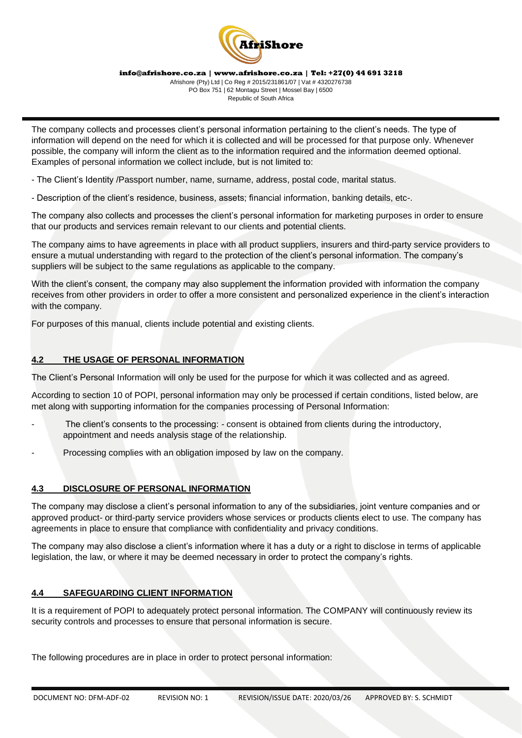The company collects and processes client's personal information pertaining to the client's needs. The type of information will depend on the need for which it is collected and will be processed for that purpose only. Whenever possible, the company will inform the client as to the information required and the information deemed optional. Examples of personal information we collect include, but is not limited to:

- The Client's Identity /Passport number, name, surname, address, postal code, marital status.

- Description of the client's residence, business, assets; financial information, banking details, etc-.

The company also collects and processes the client's personal information for marketing purposes in order to ensure that our products and services remain relevant to our clients and potential clients.

The company aims to have agreements in place with all product suppliers, insurers and third-party service providers to ensure a mutual understanding with regard to the protection of the client's personal information. The company's suppliers will be subject to the same regulations as applicable to the company.

With the client's consent, the company may also supplement the information provided with information the company receives from other providers in order to offer a more consistent and personalized experience in the client's interaction with the company.

For purposes of this manual, clients include potential and existing clients.

## 4.2 THE USAGE OF PERSONAL INFORMATION

The Client's Personal Information will only be used for the purpose for which it was collected and as agreed.

According to section 10 of POPI, personal information may only be processed if certain conditions, listed below, are met along with supporting information for the companies processing of Personal Information:

- The client's consents to the processing: - consent is obtained from clients during the introductory, appointment and needs analysis stage of the relationship.
- Processing complies with an obligation imposed by law on the company.

## 4.3 DISCLOSURE OF PERSONAL INFORMATION

The company may disclose a client's personal information to any of the subsidiaries, joint venture companies and or approved product- or third-party service providers whose services or products clients elect to use. The company has agreements in place to ensure that compliance with confidentiality and privacy conditions.

The company may also disclose a client's information where it has a duty or a right to disclose in terms of applicable legislation, the law, or where it may be deemed necessary in order to protect the company's rights.

## 4.4 SAFEGUARDING CLIENT INFORMATION

It is a requirement of POPI to adequately protect personal information. The COMPANY will continuously review its security controls and processes to ensure that personal information is secure.

The following procedures are in place in order to protect personal information: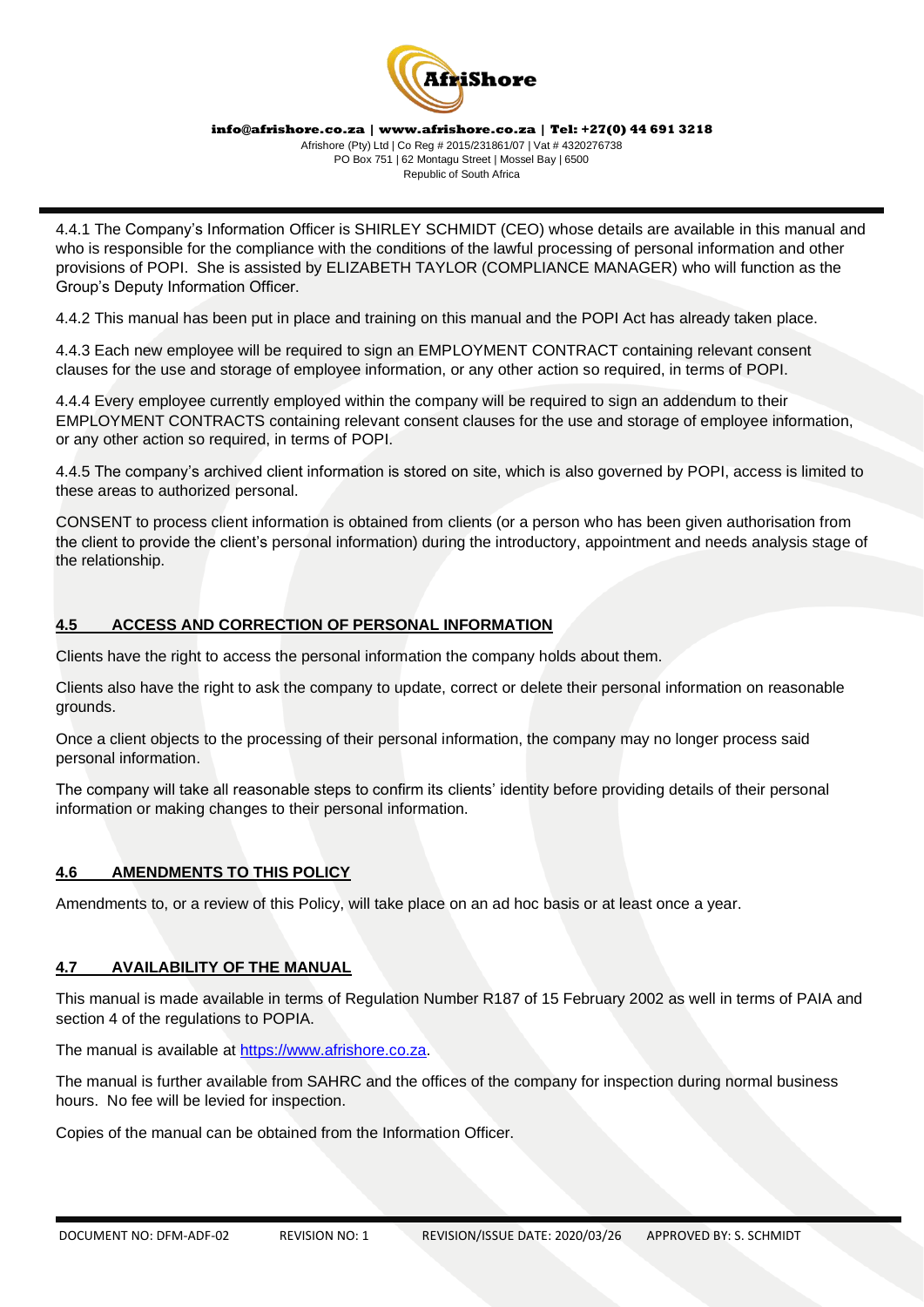4.4.1 The Company's Information Officer is SHIRLEY SCHMIDT (CEO) whose details are available in this manual and who is responsible for the compliance with the conditions of the lawful processing of personal information and other provisions of POPI. She is assisted by ELIZABETH TAYLOR (COMPLIANCE MANAGER) who will function as the Group's Deputy Information Officer.

4.4.2 This manual has been put in place and training on this manual and the POPI Act has already taken place.

4.4.3 Each new employee will be required to sign an EMPLOYMENT CONTRACT containing relevant consent clauses for the use and storage of employee information, or any other action so required, in terms of POPI.

4.4.4 Every employee currently employed within the company will be required to sign an addendum to their EMPLOYMENT CONTRACTS containing relevant consent clauses for the use and storage of employee information, or any other action so required, in terms of POPI.

4.4.5 The company's archived client information is stored on site, which is also governed by POPI, access is limited to these areas to authorized personal.

CONSENT to process client information is obtained from clients (or a person who has been given authorisation from the client to provide the client's personal information) during the introductory, appointment and needs analysis stage of the relationship.

## 4.5 ACCESS AND CORRECTION OF PERSONAL INFORMATION

Clients have the right to access the personal information the company holds about them.

Clients also have the right to ask the company to update, correct or delete their personal information on reasonable grounds.

Once a client objects to the processing of their personal information, the company may no longer process said personal information.

The company will take all reasonable steps to confirm its clients' identity before providing details of their personal information or making changes to their personal information.

## 4.6 AMENDMENTS TO THIS POLICY

Amendments to, or a review of this Policy, will take place on an ad hoc basis or at least once a year.

## 4.7 AVAILABILITY OF THE MANUAL

This manual is made available in terms of Regulation Number R187 of 15 February 2002 as well in terms of PAIA and section 4 of the regulations to POPIA.

The manual is available at [https://www.afrishore.co.za](https://www.afrishore.co.za).

The manual is further available from SAHRC and the offices of the company for inspection during normal business hours. No fee will be levied for inspection.

Copies of the manual can be obtained from the Information Officer.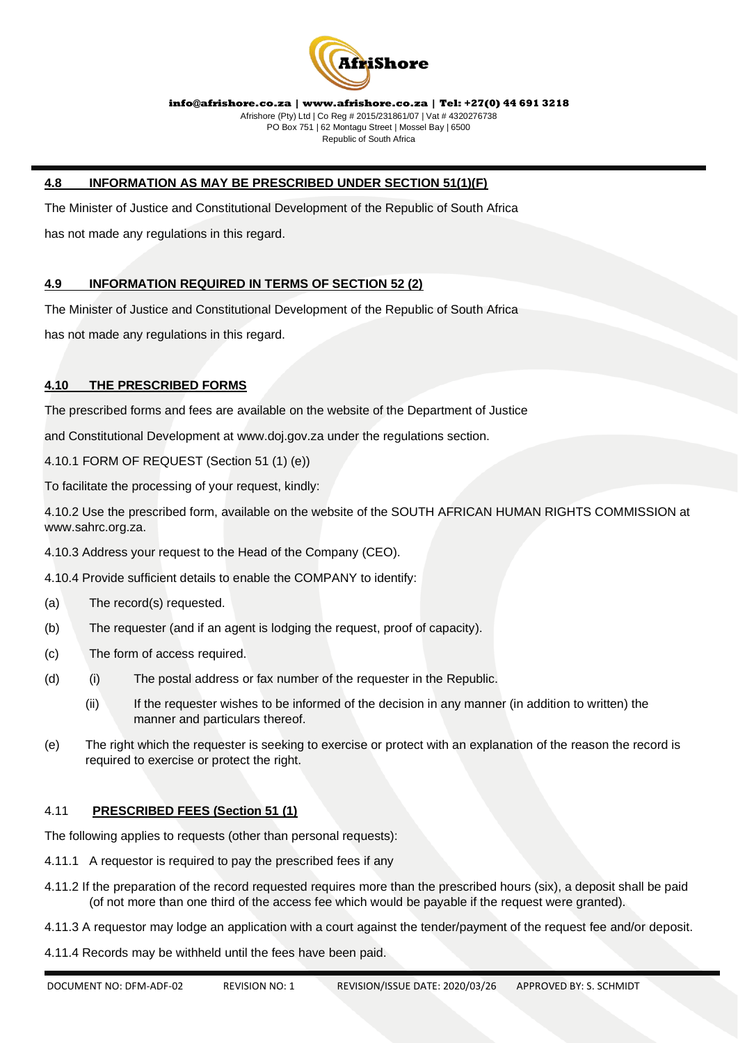### 4.8 INFORMATION AS MAY BE PRESCRIBED UNDER SECTION 51(1)(F)

The Minister of Justice and Constitutional Development of the Republic of South Africa

has not made any regulations in this regard.

### 4.9 INFORMATION REQUIRED IN TERMS OF SECTION 52 (2)

The Minister of Justice and Constitutional Development of the Republic of South Africa

has not made any regulations in this regard.

### 4.10 THE PRESCRIBED FORMS

The prescribed forms and fees are available on the website of the Department of Justice

and Constitutional Development at www.doj.gov.za under the regulations section.

4.10.1 FORM OF REQUEST (Section 51 (1) (e))

To facilitate the processing of your request, kindly:

4.10.2 Use the prescribed form, available on the website of the SOUTH AFRICAN HUMAN RIGHTS COMMISSION at www.sahrc.org.za.

4.10.3 Address your request to the Head of the Company (CEO).

4.10.4 Provide sufficient details to enable the COMPANY to identify:

(a) The record(s) requested.

(b) The requester (and if an agent is lodging the request, proof of capacity).

(c) The form of access required.

(d) (i) The postal address or fax number of the requester in the Republic.

(ii) If the requester wishes to be informed of the decision in any manner (in addition to written) the manner and particulars thereof.

(e) The right which the requester is seeking to exercise or protect with an explanation of the reason the record is required to exercise or protect the right.

### 4.11 PRESCRIBED FEES (Section 51 (1)

The following applies to requests (other than personal requests):

4.11.1 A requestor is required to pay the prescribed fees if any

4.11.2 If the preparation of the record requested requires more than the prescribed hours (six), a deposit shall be paid (of not more than one third of the access fee which would be payable if the request were granted).

4.11.3 A requestor may lodge an application with a court against the tender/payment of the request fee and/or deposit.

4.11.4 Records may be withheld until the fees have been paid.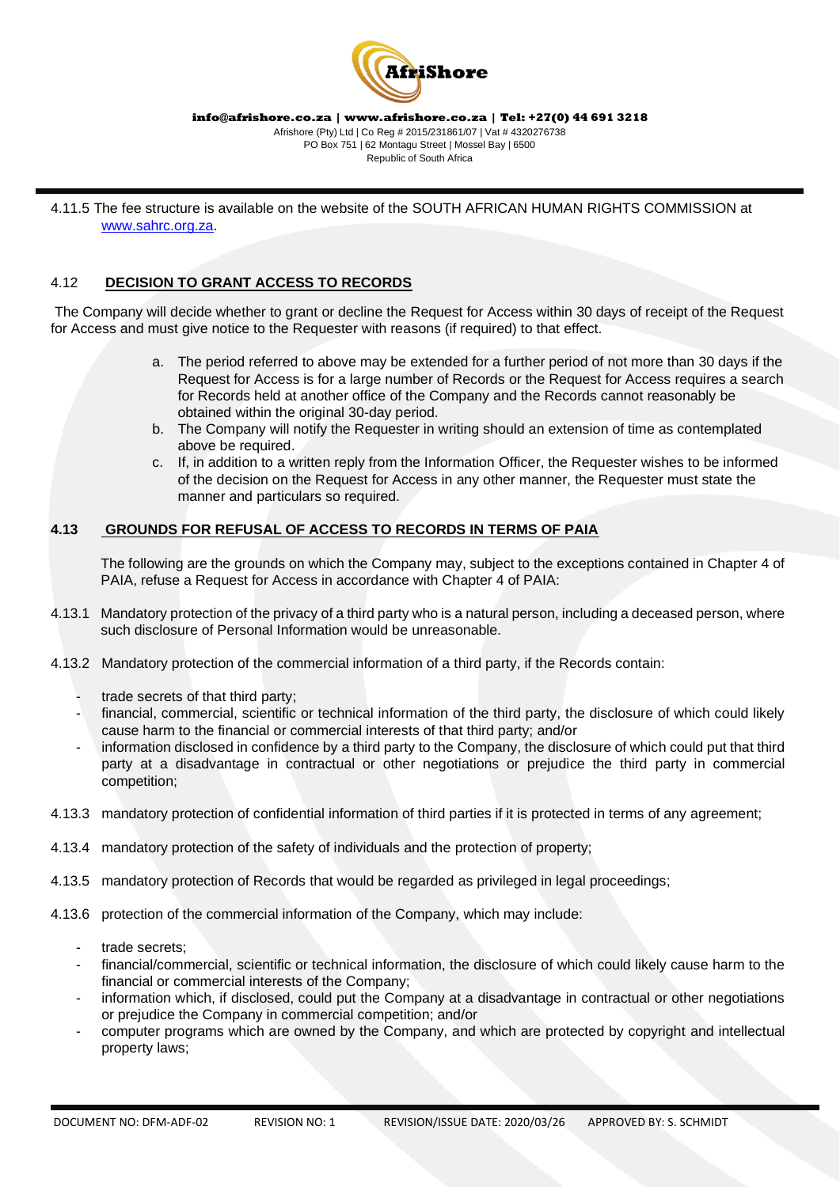4.11.5 The fee structure is available on the website of the SOUTH AFRICAN HUMAN RIGHTS COMMISSION at www.sahrc.org.za.

## 4.12 **DECISION TO GRANT ACCESS TO RECORDS**

The Company will decide whether to grant or decline the Request for Access within 30 days of receipt of the Request for Access and must give notice to the Requester with reasons (if required) to that effect.

a. The period referred to above may be extended for a further period of not more than 30 days if the Request for Access is for a large number of Records or the Request for Access requires a search for Records held at another office of the Company and the Records cannot reasonably be obtained within the original 30-day period.
b. The Company will notify the Requester in writing should an extension of time as contemplated above be required.
c. If, in addition to a written reply from the Information Officer, the Requester wishes to be informed of the decision on the Request for Access in any other manner, the Requester must state the manner and particulars so required.

## **4.13 GROUNDS FOR REFUSAL OF ACCESS TO RECORDS IN TERMS OF PAIA**

The following are the grounds on which the Company may, subject to the exceptions contained in Chapter 4 of PAIA, refuse a Request for Access in accordance with Chapter 4 of PAIA:

4.13.1 Mandatory protection of the privacy of a third party who is a natural person, including a deceased person, where such disclosure of Personal Information would be unreasonable.

4.13.2 Mandatory protection of the commercial information of a third party, if the Records contain:

- trade secrets of that third party;
- financial, commercial, scientific or technical information of the third party, the disclosure of which could likely cause harm to the financial or commercial interests of that third party; and/or
- information disclosed in confidence by a third party to the Company, the disclosure of which could put that third party at a disadvantage in contractual or other negotiations or prejudice the third party in commercial competition;

4.13.3 mandatory protection of confidential information of third parties if it is protected in terms of any agreement;

4.13.4 mandatory protection of the safety of individuals and the protection of property;

4.13.5 mandatory protection of Records that would be regarded as privileged in legal proceedings;

4.13.6 protection of the commercial information of the Company, which may include:

- trade secrets;
- financial/commercial, scientific or technical information, the disclosure of which could likely cause harm to the financial or commercial interests of the Company;
- information which, if disclosed, could put the Company at a disadvantage in contractual or other negotiations or prejudice the Company in commercial competition; and/or
- computer programs which are owned by the Company, and which are protected by copyright and intellectual property laws;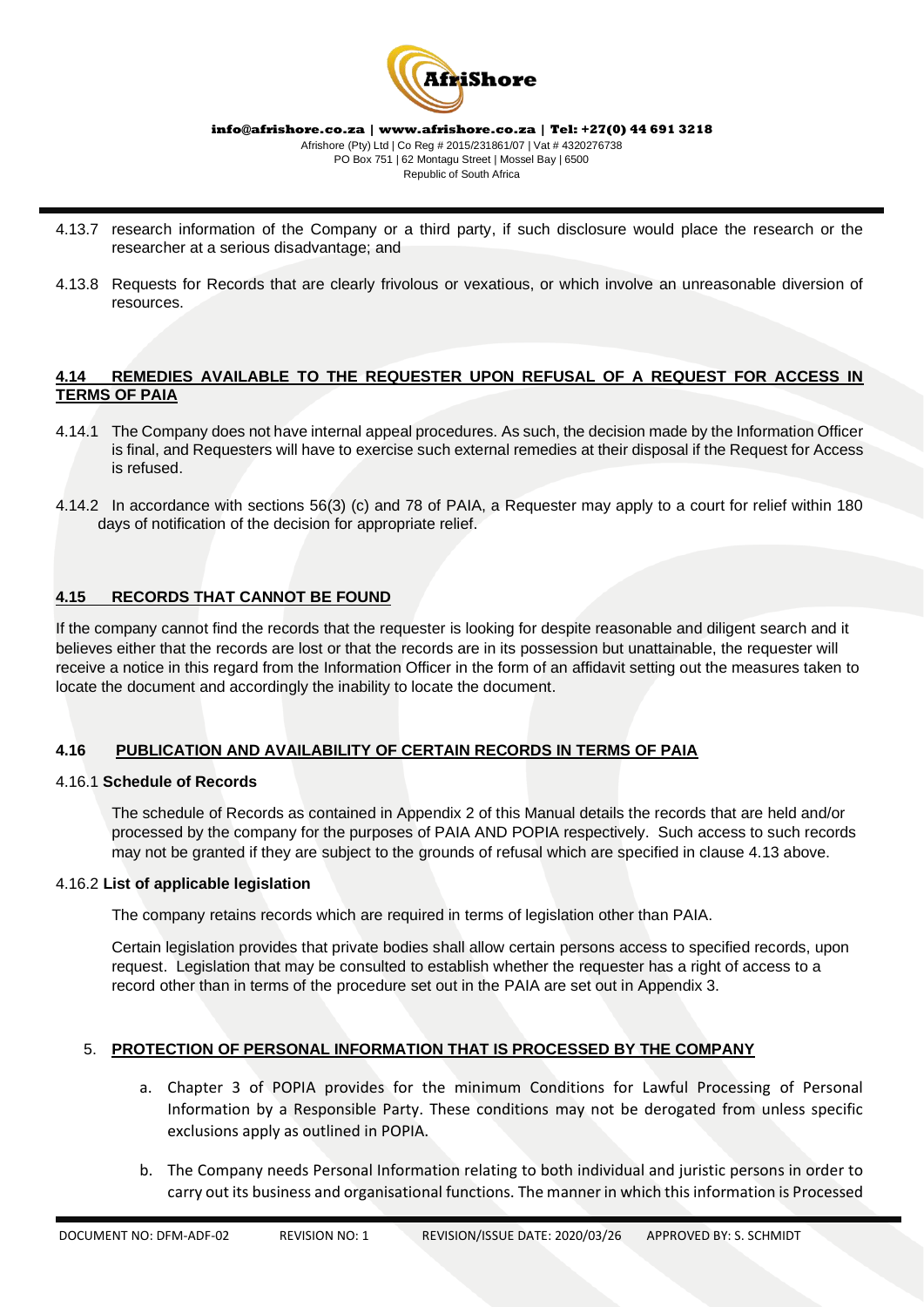4.13.7 research information of the Company or a third party, if such disclosure would place the research or the researcher at a serious disadvantage; and

4.13.8 Requests for Records that are clearly frivolous or vexatious, or which involve an unreasonable diversion of resources.

## 4.14 REMEDIES AVAILABLE TO THE REQUESTER UPON REFUSAL OF A REQUEST FOR ACCESS IN TERMS OF PAIA

4.14.1 The Company does not have internal appeal procedures. As such, the decision made by the Information Officer is final, and Requesters will have to exercise such external remedies at their disposal if the Request for Access is refused.

4.14.2 In accordance with sections 56(3) (c) and 78 of PAIA, a Requester may apply to a court for relief within 180 days of notification of the decision for appropriate relief.

## 4.15 RECORDS THAT CANNOT BE FOUND

If the company cannot find the records that the requester is looking for despite reasonable and diligent search and it believes either that the records are lost or that the records are in its possession but unattainable, the requester will receive a notice in this regard from the Information Officer in the form of an affidavit setting out the measures taken to locate the document and accordingly the inability to locate the document.

## 4.16 PUBLICATION AND AVAILABILITY OF CERTAIN RECORDS IN TERMS OF PAIA

### 4.16.1 Schedule of Records

The schedule of Records as contained in Appendix 2 of this Manual details the records that are held and/or processed by the company for the purposes of PAIA AND POPIA respectively. Such access to such records may not be granted if they are subject to the grounds of refusal which are specified in clause 4.13 above.

### 4.16.2 List of applicable legislation

The company retains records which are required in terms of legislation other than PAIA.

Certain legislation provides that private bodies shall allow certain persons access to specified records, upon request. Legislation that may be consulted to establish whether the requester has a right of access to a record other than in terms of the procedure set out in the PAIA are set out in Appendix 3.

## 5. PROTECTION OF PERSONAL INFORMATION THAT IS PROCESSED BY THE COMPANY

a. Chapter 3 of POPIA provides for the minimum Conditions for Lawful Processing of Personal Information by a Responsible Party. These conditions may not be derogated from unless specific exclusions apply as outlined in POPIA.

b. The Company needs Personal Information relating to both individual and juristic persons in order to carry out its business and organisational functions. The manner in which this information is Processed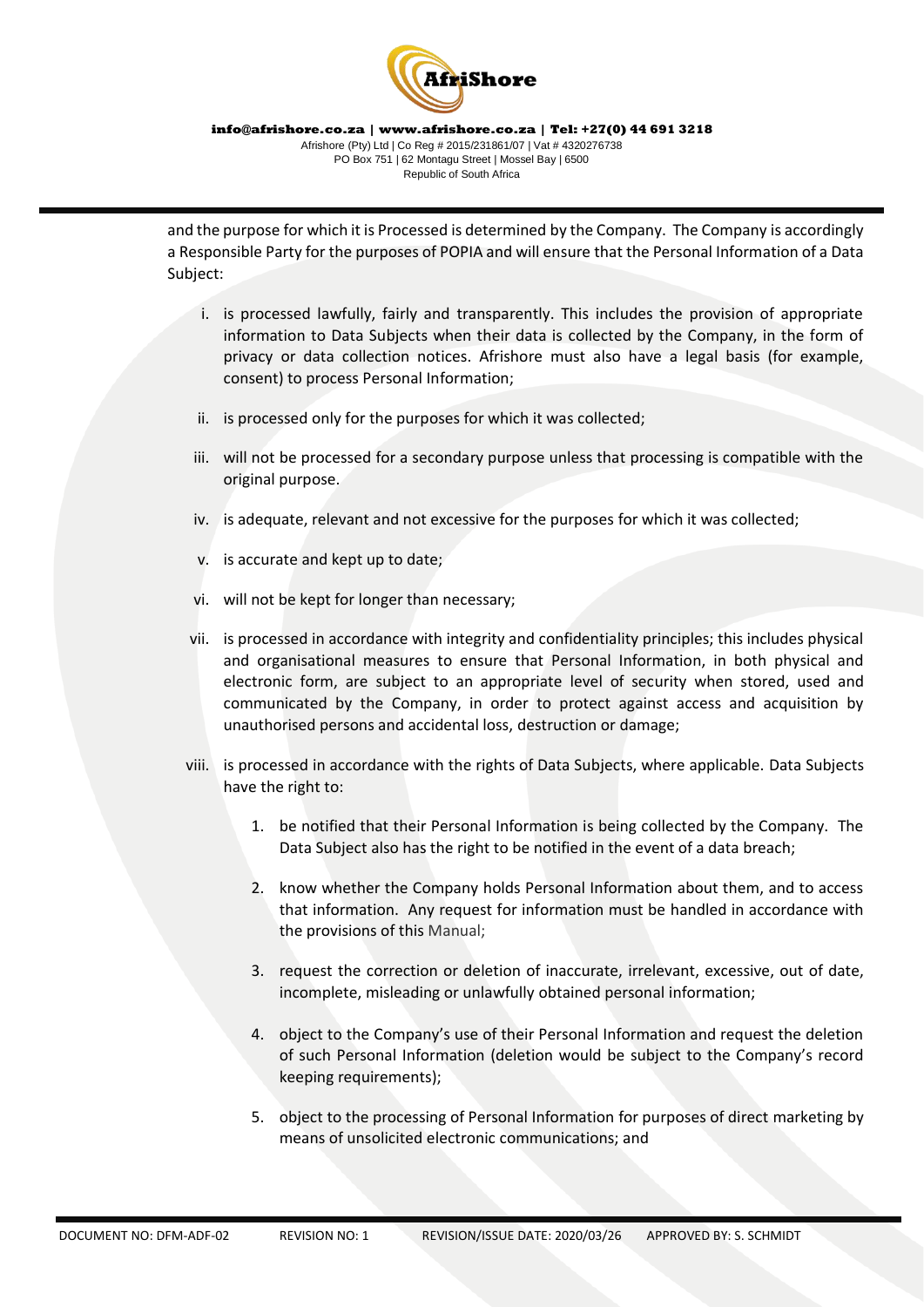and the purpose for which it is Processed is determined by the Company. The Company is accordingly a Responsible Party for the purposes of POPIA and will ensure that the Personal Information of a Data Subject:

i. is processed lawfully, fairly and transparently. This includes the provision of appropriate information to Data Subjects when their data is collected by the Company, in the form of privacy or data collection notices. Afrishore must also have a legal basis (for example, consent) to process Personal Information;

ii. is processed only for the purposes for which it was collected;

iii. will not be processed for a secondary purpose unless that processing is compatible with the original purpose.

iv. is adequate, relevant and not excessive for the purposes for which it was collected;

v. is accurate and kept up to date;

vi. will not be kept for longer than necessary;

vii. is processed in accordance with integrity and confidentiality principles; this includes physical and organisational measures to ensure that Personal Information, in both physical and electronic form, are subject to an appropriate level of security when stored, used and communicated by the Company, in order to protect against access and acquisition by unauthorised persons and accidental loss, destruction or damage;

viii. is processed in accordance with the rights of Data Subjects, where applicable. Data Subjects have the right to:

   1. be notified that their Personal Information is being collected by the Company. The Data Subject also has the right to be notified in the event of a data breach;

   2. know whether the Company holds Personal Information about them, and to access that information. Any request for information must be handled in accordance with the provisions of this Manual;

   3. request the correction or deletion of inaccurate, irrelevant, excessive, out of date, incomplete, misleading or unlawfully obtained personal information;

   4. object to the Company's use of their Personal Information and request the deletion of such Personal Information (deletion would be subject to the Company's record keeping requirements);

   5. object to the processing of Personal Information for purposes of direct marketing by means of unsolicited electronic communications; and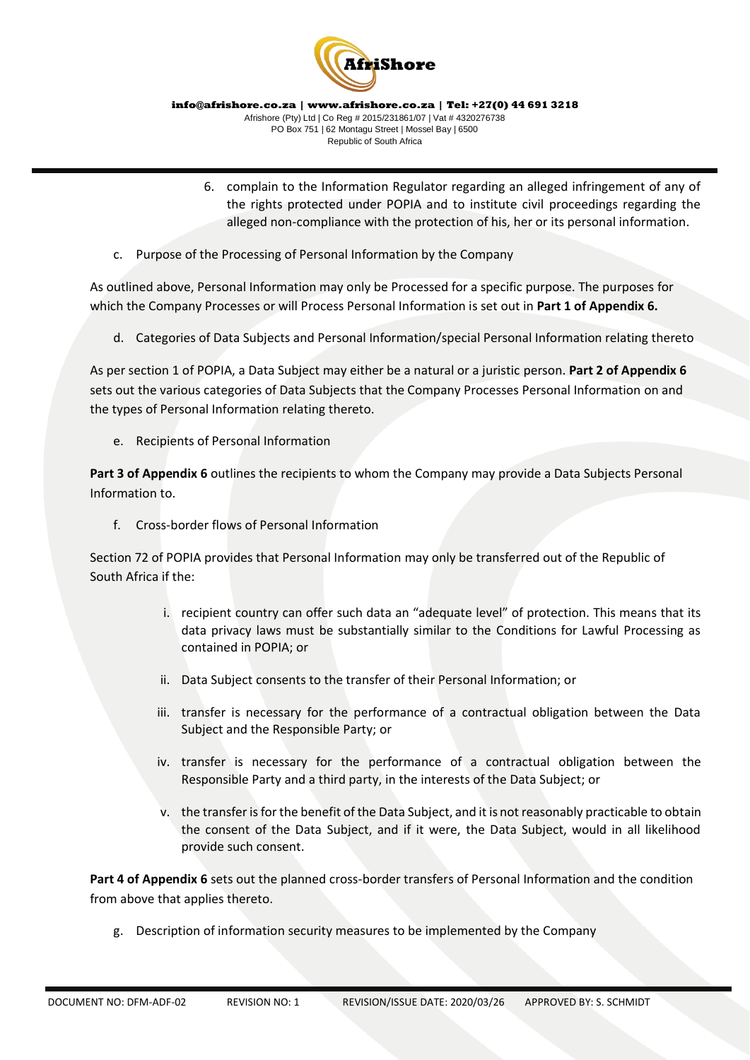6. complain to the Information Regulator regarding an alleged infringement of any of the rights protected under POPIA and to institute civil proceedings regarding the alleged non-compliance with the protection of his, her or its personal information.

c. Purpose of the Processing of Personal Information by the Company

As outlined above, Personal Information may only be Processed for a specific purpose. The purposes for which the Company Processes or will Process Personal Information is set out in **Part 1 of Appendix 6.**

d. Categories of Data Subjects and Personal Information/special Personal Information relating thereto

As per section 1 of POPIA, a Data Subject may either be a natural or a juristic person. **Part 2 of Appendix 6** sets out the various categories of Data Subjects that the Company Processes Personal Information on and the types of Personal Information relating thereto.

e. Recipients of Personal Information

**Part 3 of Appendix 6** outlines the recipients to whom the Company may provide a Data Subjects Personal Information to.

f. Cross-border flows of Personal Information

Section 72 of POPIA provides that Personal Information may only be transferred out of the Republic of South Africa if the:

i. recipient country can offer such data an "adequate level" of protection. This means that its data privacy laws must be substantially similar to the Conditions for Lawful Processing as contained in POPIA; or

ii. Data Subject consents to the transfer of their Personal Information; or

iii. transfer is necessary for the performance of a contractual obligation between the Data Subject and the Responsible Party; or

iv. transfer is necessary for the performance of a contractual obligation between the Responsible Party and a third party, in the interests of the Data Subject; or

v. the transfer is for the benefit of the Data Subject, and it is not reasonably practicable to obtain the consent of the Data Subject, and if it were, the Data Subject, would in all likelihood provide such consent.

**Part 4 of Appendix 6** sets out the planned cross-border transfers of Personal Information and the condition from above that applies thereto.

g. Description of information security measures to be implemented by the Company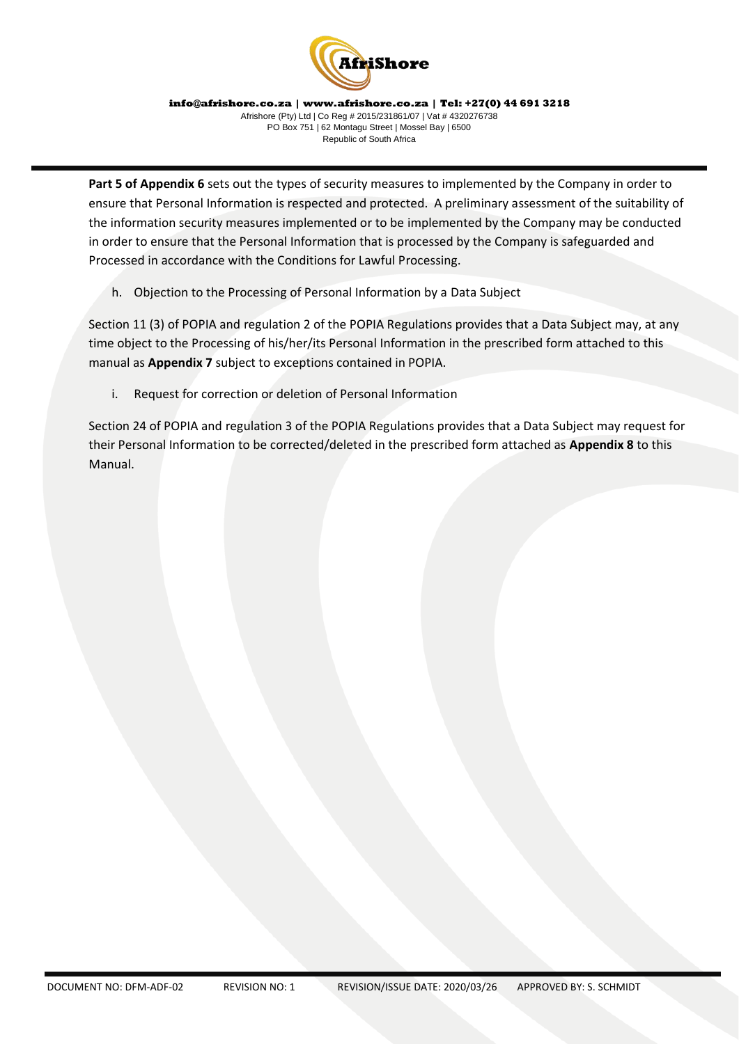**Part 5 of Appendix 6** sets out the types of security measures to implemented by the Company in order to ensure that Personal Information is respected and protected. A preliminary assessment of the suitability of the information security measures implemented or to be implemented by the Company may be conducted in order to ensure that the Personal Information that is processed by the Company is safeguarded and Processed in accordance with the Conditions for Lawful Processing.

h. Objection to the Processing of Personal Information by a Data Subject

Section 11 (3) of POPIA and regulation 2 of the POPIA Regulations provides that a Data Subject may, at any time object to the Processing of his/her/its Personal Information in the prescribed form attached to this manual as **Appendix 7** subject to exceptions contained in POPIA.

i. Request for correction or deletion of Personal Information

Section 24 of POPIA and regulation 3 of the POPIA Regulations provides that a Data Subject may request for their Personal Information to be corrected/deleted in the prescribed form attached as **Appendix 8** to this Manual.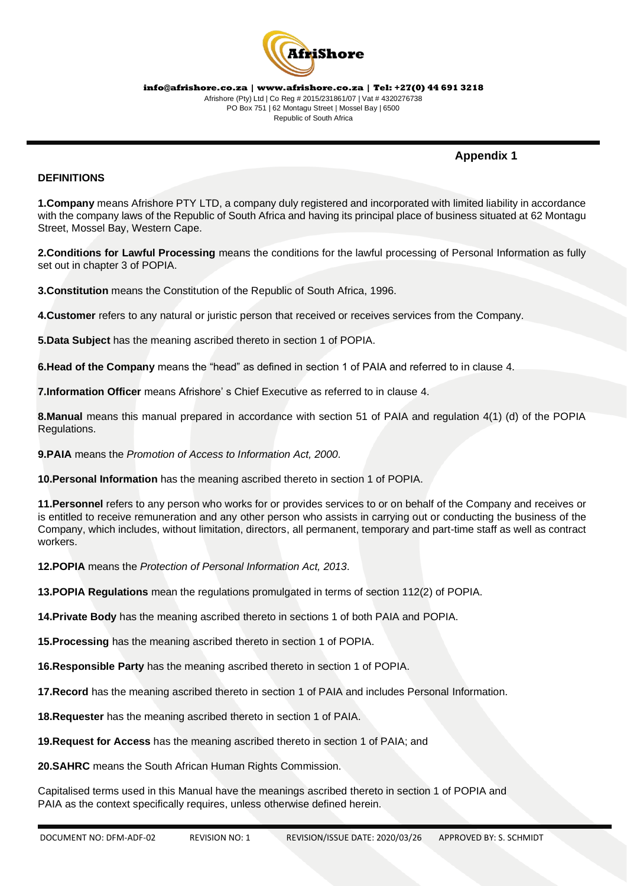## Appendix 1

**DEFINITIONS**

**1.Company** means Afrishore PTY LTD, a company duly registered and incorporated with limited liability in accordance with the company laws of the Republic of South Africa and having its principal place of business situated at 62 Montagu Street, Mossel Bay, Western Cape.

**2.Conditions for Lawful Processing** means the conditions for the lawful processing of Personal Information as fully set out in chapter 3 of POPIA.

**3.Constitution** means the Constitution of the Republic of South Africa, 1996.

**4.Customer** refers to any natural or juristic person that received or receives services from the Company.

**5.Data Subject** has the meaning ascribed thereto in section 1 of POPIA.

**6.Head of the Company** means the "head" as defined in section 1 of PAIA and referred to in clause 4.

**7.Information Officer** means Afrishore' s Chief Executive as referred to in clause 4.

**8.Manual** means this manual prepared in accordance with section 51 of PAIA and regulation 4(1) (d) of the POPIA Regulations.

**9.PAIA** means the *Promotion of Access to Information Act, 2000*.

**10.Personal Information** has the meaning ascribed thereto in section 1 of POPIA.

**11.Personnel** refers to any person who works for or provides services to or on behalf of the Company and receives or is entitled to receive remuneration and any other person who assists in carrying out or conducting the business of the Company, which includes, without limitation, directors, all permanent, temporary and part-time staff as well as contract workers.

**12.POPIA** means the *Protection of Personal Information Act, 2013*.

**13.POPIA Regulations** mean the regulations promulgated in terms of section 112(2) of POPIA.

**14.Private Body** has the meaning ascribed thereto in sections 1 of both PAIA and POPIA.

**15.Processing** has the meaning ascribed thereto in section 1 of POPIA.

**16.Responsible Party** has the meaning ascribed thereto in section 1 of POPIA.

**17.Record** has the meaning ascribed thereto in section 1 of PAIA and includes Personal Information.

**18.Requester** has the meaning ascribed thereto in section 1 of PAIA.

**19.Request for Access** has the meaning ascribed thereto in section 1 of PAIA; and

**20.SAHRC** means the South African Human Rights Commission.

Capitalised terms used in this Manual have the meanings ascribed thereto in section 1 of POPIA and PAIA as the context specifically requires, unless otherwise defined herein.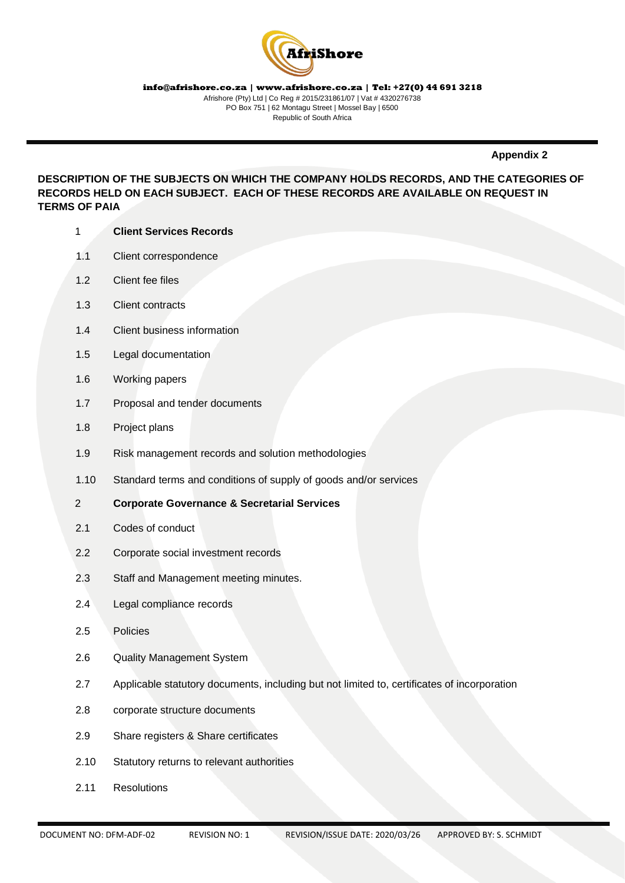**Appendix 2**

**DESCRIPTION OF THE SUBJECTS ON WHICH THE COMPANY HOLDS RECORDS, AND THE CATEGORIES OF RECORDS HELD ON EACH SUBJECT. EACH OF THESE RECORDS ARE AVAILABLE ON REQUEST IN TERMS OF PAIA**

1 **Client Services Records**

1.1 Client correspondence

1.2 Client fee files

1.3 Client contracts

1.4 Client business information

1.5 Legal documentation

1.6 Working papers

1.7 Proposal and tender documents

1.8 Project plans

1.9 Risk management records and solution methodologies

1.10 Standard terms and conditions of supply of goods and/or services

2 **Corporate Governance & Secretarial Services**

2.1 Codes of conduct

2.2 Corporate social investment records

2.3 Staff and Management meeting minutes.

2.4 Legal compliance records

2.5 Policies

2.6 Quality Management System

2.7 Applicable statutory documents, including but not limited to, certificates of incorporation

2.8 corporate structure documents

2.9 Share registers & Share certificates

2.10 Statutory returns to relevant authorities

2.11 Resolutions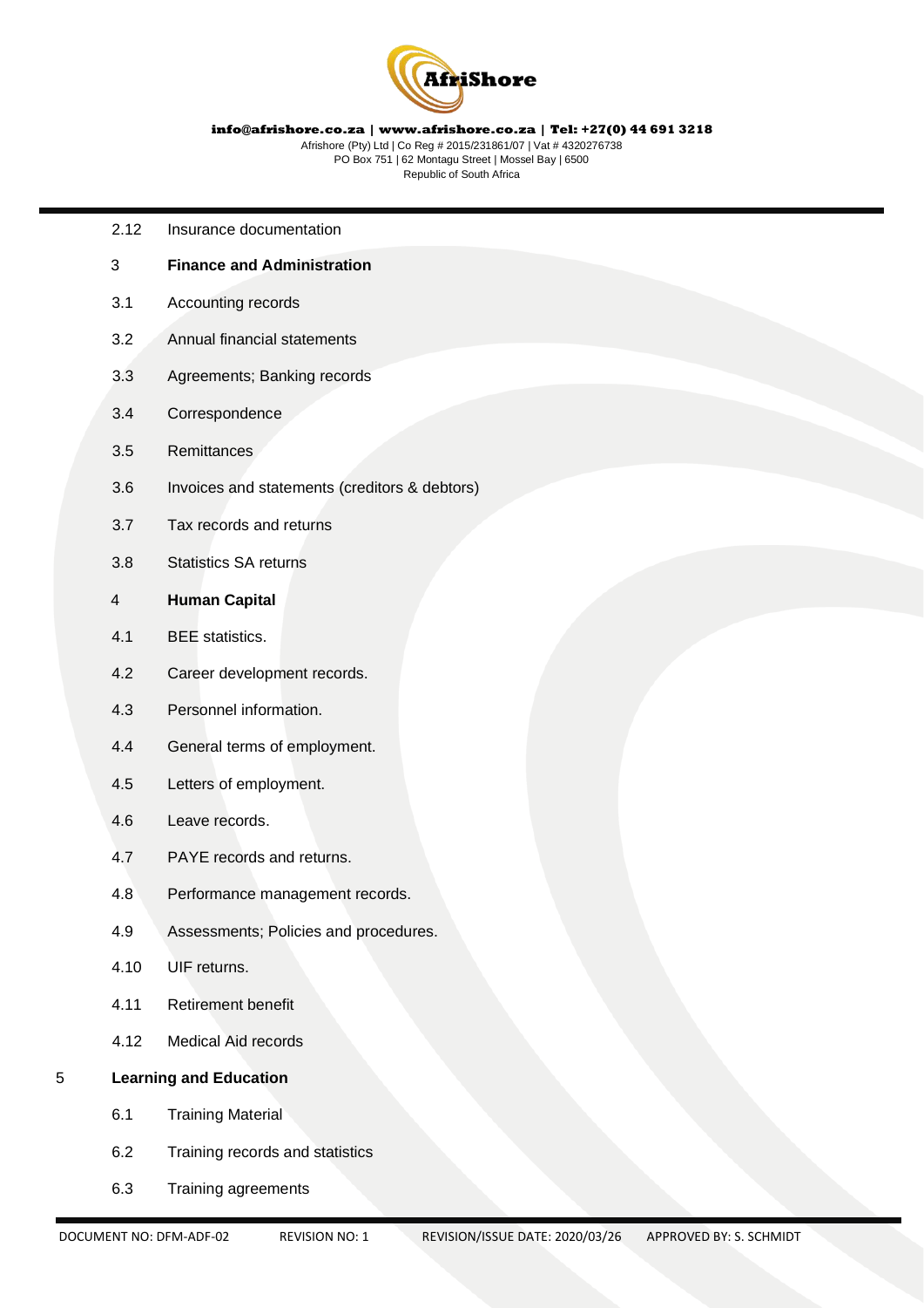2.12 Insurance documentation

**3 Finance and Administration**

3.1 Accounting records

3.2 Annual financial statements

3.3 Agreements; Banking records

3.4 Correspondence

3.5 Remittances

3.6 Invoices and statements (creditors & debtors)

3.7 Tax records and returns

3.8 Statistics SA returns

**4 Human Capital**

4.1 BEE statistics.

4.2 Career development records.

4.3 Personnel information.

4.4 General terms of employment.

4.5 Letters of employment.

4.6 Leave records.

4.7 PAYE records and returns.

4.8 Performance management records.

4.9 Assessments; Policies and procedures.

4.10 UIF returns.

4.11 Retirement benefit

4.12 Medical Aid records

**5 Learning and Education**

6.1 Training Material

6.2 Training records and statistics

6.3 Training agreements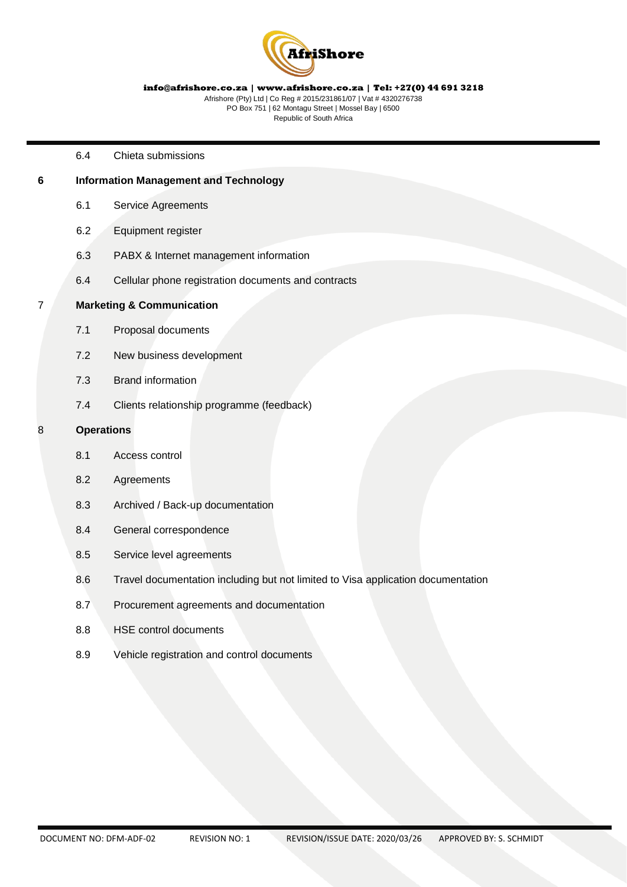6.4 Chieta submissions

**6 Information Management and Technology**

6.1 Service Agreements

6.2 Equipment register

6.3 PABX & Internet management information

6.4 Cellular phone registration documents and contracts

**7 Marketing & Communication**

7.1 Proposal documents

7.2 New business development

7.3 Brand information

7.4 Clients relationship programme (feedback)

**8 Operations**

8.1 Access control

8.2 Agreements

8.3 Archived / Back-up documentation

8.4 General correspondence

8.5 Service level agreements

8.6 Travel documentation including but not limited to Visa application documentation

8.7 Procurement agreements and documentation

8.8 HSE control documents

8.9 Vehicle registration and control documents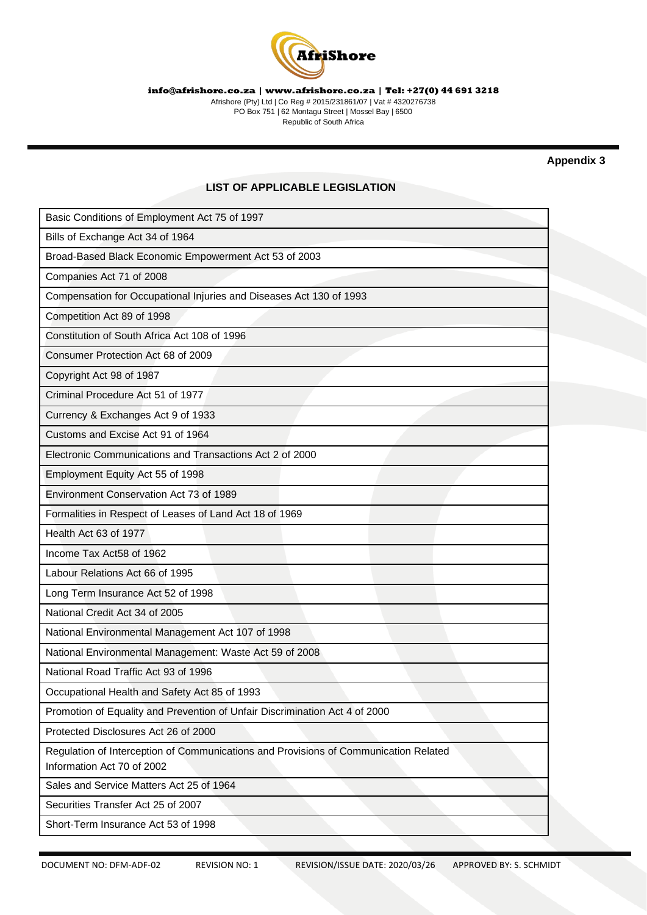**Appendix 3**

## LIST OF APPLICABLE LEGISLATION

| |
|---|
| Basic Conditions of Employment Act 75 of 1997 |
| Bills of Exchange Act 34 of 1964 |
| Broad-Based Black Economic Empowerment Act 53 of 2003 |
| Companies Act 71 of 2008 |
| Compensation for Occupational Injuries and Diseases Act 130 of 1993 |
| Competition Act 89 of 1998 |
| Constitution of South Africa Act 108 of 1996 |
| Consumer Protection Act 68 of 2009 |
| Copyright Act 98 of 1987 |
| Criminal Procedure Act 51 of 1977 |
| Currency & Exchanges Act 9 of 1933 |
| Customs and Excise Act 91 of 1964 |
| Electronic Communications and Transactions Act 2 of 2000 |
| Employment Equity Act 55 of 1998 |
| Environment Conservation Act 73 of 1989 |
| Formalities in Respect of Leases of Land Act 18 of 1969 |
| Health Act 63 of 1977 |
| Income Tax Act58 of 1962 |
| Labour Relations Act 66 of 1995 |
| Long Term Insurance Act 52 of 1998 |
| National Credit Act 34 of 2005 |
| National Environmental Management Act 107 of 1998 |
| National Environmental Management: Waste Act 59 of 2008 |
| National Road Traffic Act 93 of 1996 |
| Occupational Health and Safety Act 85 of 1993 |
| Promotion of Equality and Prevention of Unfair Discrimination Act 4 of 2000 |
| Protected Disclosures Act 26 of 2000 |
| Regulation of Interception of Communications and Provisions of Communication Related Information Act 70 of 2002 |
| Sales and Service Matters Act 25 of 1964 |
| Securities Transfer Act 25 of 2007 |
| Short-Term Insurance Act 53 of 1998 |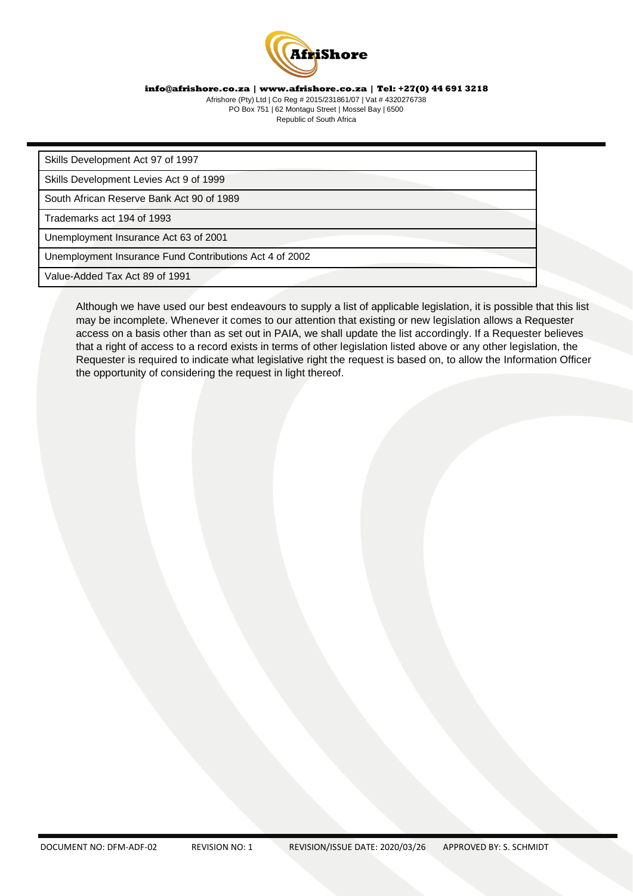| Skills Development Act 97 of 1997 |
| --- |
| Skills Development Levies Act 9 of 1999 |
| South African Reserve Bank Act 90 of 1989 |
| Trademarks act 194 of 1993 |
| Unemployment Insurance Act 63 of 2001 |
| Unemployment Insurance Fund Contributions Act 4 of 2002 |
| Value-Added Tax Act 89 of 1991 |

Although we have used our best endeavours to supply a list of applicable legislation, it is possible that this list may be incomplete. Whenever it comes to our attention that existing or new legislation allows a Requester access on a basis other than as set out in PAIA, we shall update the list accordingly. If a Requester believes that a right of access to a record exists in terms of other legislation listed above or any other legislation, the Requester is required to indicate what legislative right the request is based on, to allow the Information Officer the opportunity of considering the request in light thereof.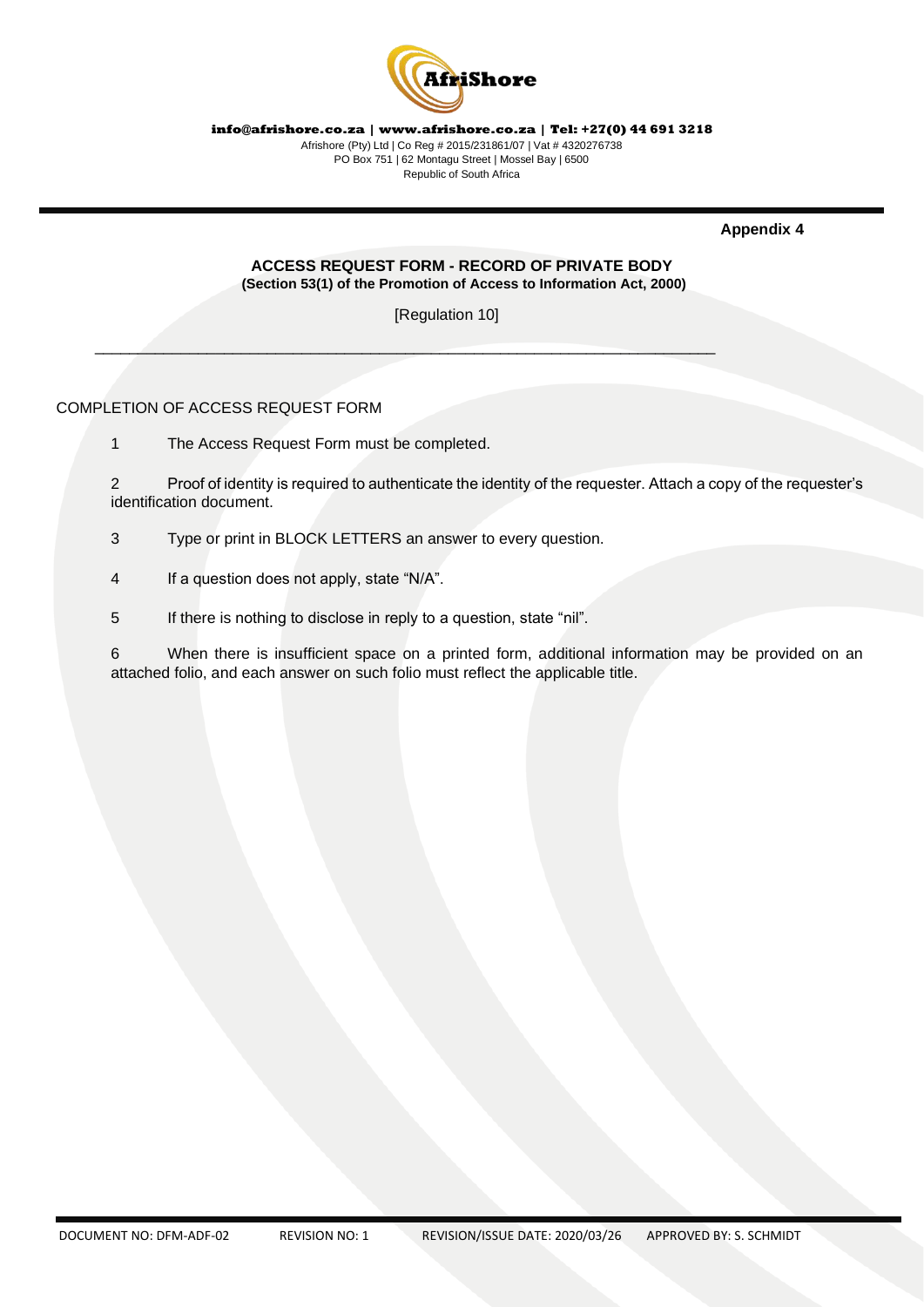**Appendix 4**

## ACCESS REQUEST FORM - RECORD OF PRIVATE BODY

**(Section 53(1) of the Promotion of Access to Information Act, 2000)**

[Regulation 10]

---

COMPLETION OF ACCESS REQUEST FORM

1 The Access Request Form must be completed.

2 Proof of identity is required to authenticate the identity of the requester. Attach a copy of the requester's identification document.

3 Type or print in BLOCK LETTERS an answer to every question.

4 If a question does not apply, state "N/A".

5 If there is nothing to disclose in reply to a question, state "nil".

6 When there is insufficient space on a printed form, additional information may be provided on an attached folio, and each answer on such folio must reflect the applicable title.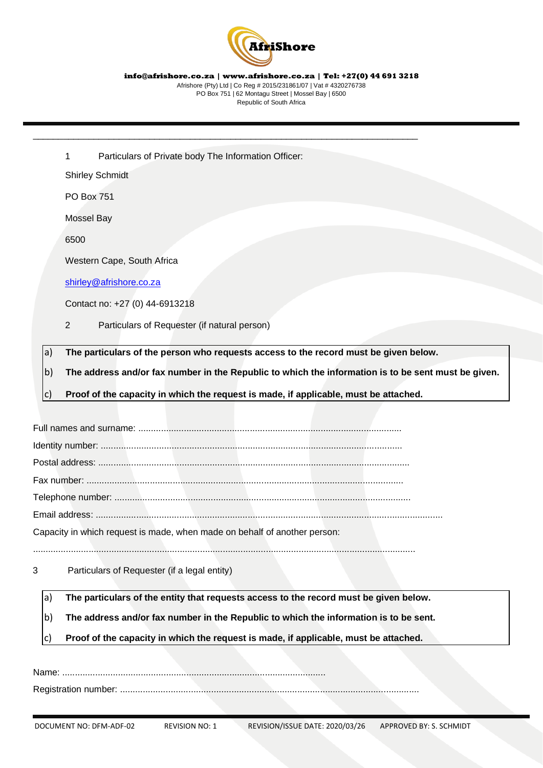1 Particulars of Private body The Information Officer:

Shirley Schmidt

PO Box 751

Mossel Bay

6500

Western Cape, South Africa

shirley@afrishore.co.za

Contact no: +27 (0) 44-6913218

2 Particulars of Requester (if natural person)

a) **The particulars of the person who requests access to the record must be given below.**

b) **The address and/or fax number in the Republic to which the information is to be sent must be given.**

c) **Proof of the capacity in which the request is made, if applicable, must be attached.**

Full names and surname: ........................................................................................................

Identity number: ......................................................................................................................

Postal address: ........................................................................................................................

Fax number: ............................................................................................................................

Telephone number: .................................................................................................................

Email address: .........................................................................................................................

Capacity in which request is made, when made on behalf of another person:

.....................................................................................................................................................

3 Particulars of Requester (if a legal entity)

a) **The particulars of the entity that requests access to the record must be given below.**

b) **The address and/or fax number in the Republic to which the information is to be sent.**

c) **Proof of the capacity in which the request is made, if applicable, must be attached.**

Name: .......................................................................................................

Registration number: ..................................................................................................................

DOCUMENT NO: DFM-ADF-02 REVISION NO: 1 REVISION/ISSUE DATE: 2020/03/26 APPROVED BY: S. SCHMIDT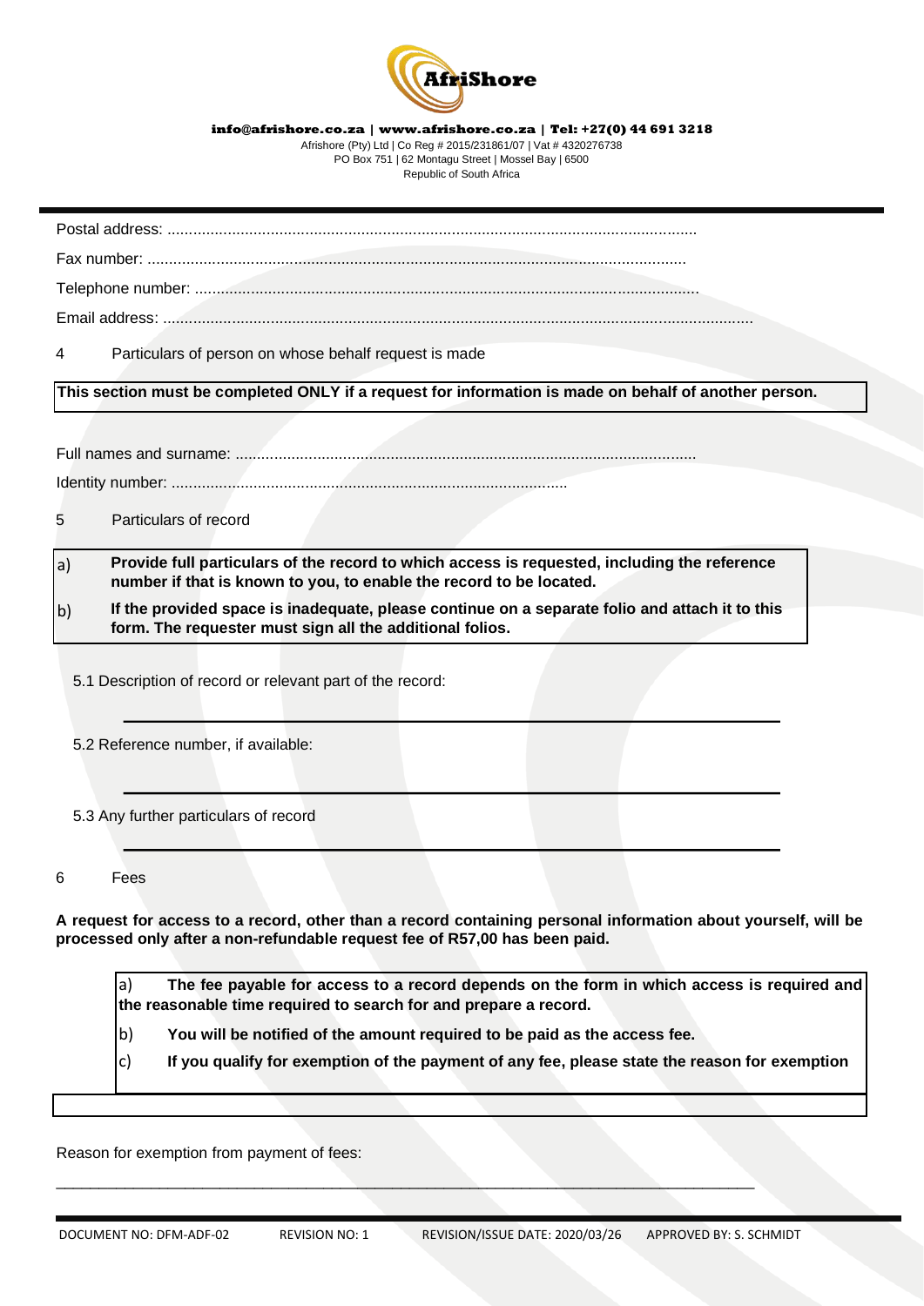Postal address: ...........................................................................................................................

Fax number: ...........................................................................................................................

Telephone number: ...........................................................................................................................

Email address: ...........................................................................................................................

4 Particulars of person on whose behalf request is made

**This section must be completed ONLY if a request for information is made on behalf of another person.**

Full names and surname: ...........................................................................................................

Identity number: ...........................................................................................

5 Particulars of record

a) **Provide full particulars of the record to which access is requested, including the reference number if that is known to you, to enable the record to be located.**

b) **If the provided space is inadequate, please continue on a separate folio and attach it to this form. The requester must sign all the additional folios.**

5.1 Description of record or relevant part of the record:

_______________________________________________________________

5.2 Reference number, if available:

_______________________________________________________________

5.3 Any further particulars of record

_______________________________________________________________

6 Fees

**A request for access to a record, other than a record containing personal information about yourself, will be processed only after a non-refundable request fee of R57,00 has been paid.**

a) **The fee payable for access to a record depends on the form in which access is required and the reasonable time required to search for and prepare a record.**

b) **You will be notified of the amount required to be paid as the access fee.**

c) **If you qualify for exemption of the payment of any fee, please state the reason for exemption**

Reason for exemption from payment of fees:

_______________________________________________________________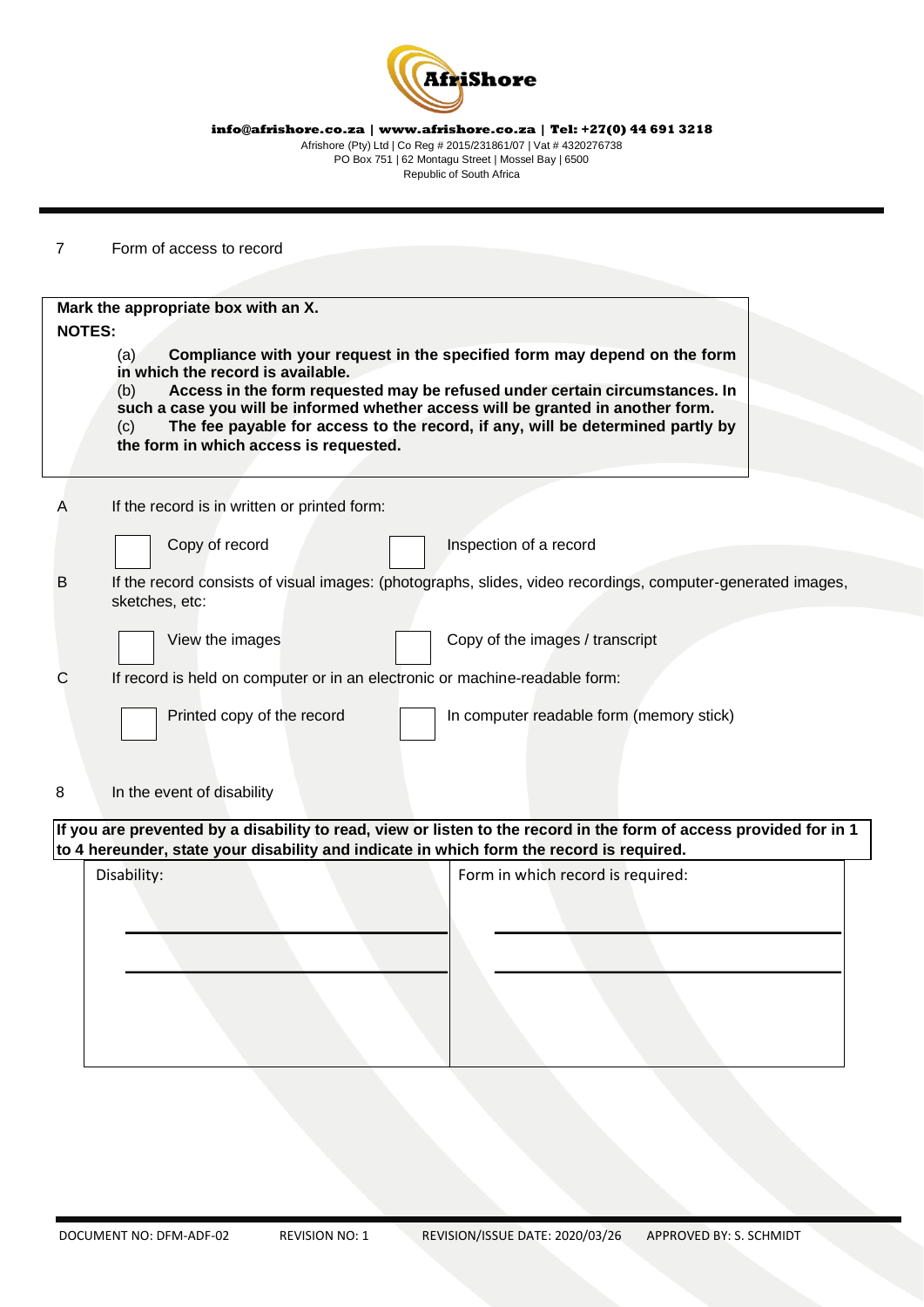7 Form of access to record

**Mark the appropriate box with an X.**

**NOTES:**

(a) **Compliance with your request in the specified form may depend on the form in which the record is available.**

(b) **Access in the form requested may be refused under certain circumstances. In such a case you will be informed whether access will be granted in another form.**

(c) **The fee payable for access to the record, if any, will be determined partly by the form in which access is requested.**

A If the record is in written or printed form:

☐ Copy of record ☐ Inspection of a record

B If the record consists of visual images: (photographs, slides, video recordings, computer-generated images, sketches, etc:

☐ View the images ☐ Copy of the images / transcript

C If record is held on computer or in an electronic or machine-readable form:

☐ Printed copy of the record ☐ In computer readable form (memory stick)

8 In the event of disability

**If you are prevented by a disability to read, view or listen to the record in the form of access provided for in 1 to 4 hereunder, state your disability and indicate in which form the record is required.**

| Disability: | Form in which record is required: |
| --- | --- |
| ______________________________ | ______________________________ |
| ______________________________ | ______________________________ |

DOCUMENT NO: DFM-ADF-02 REVISION NO: 1 REVISION/ISSUE DATE: 2020/03/26 APPROVED BY: S. SCHMIDT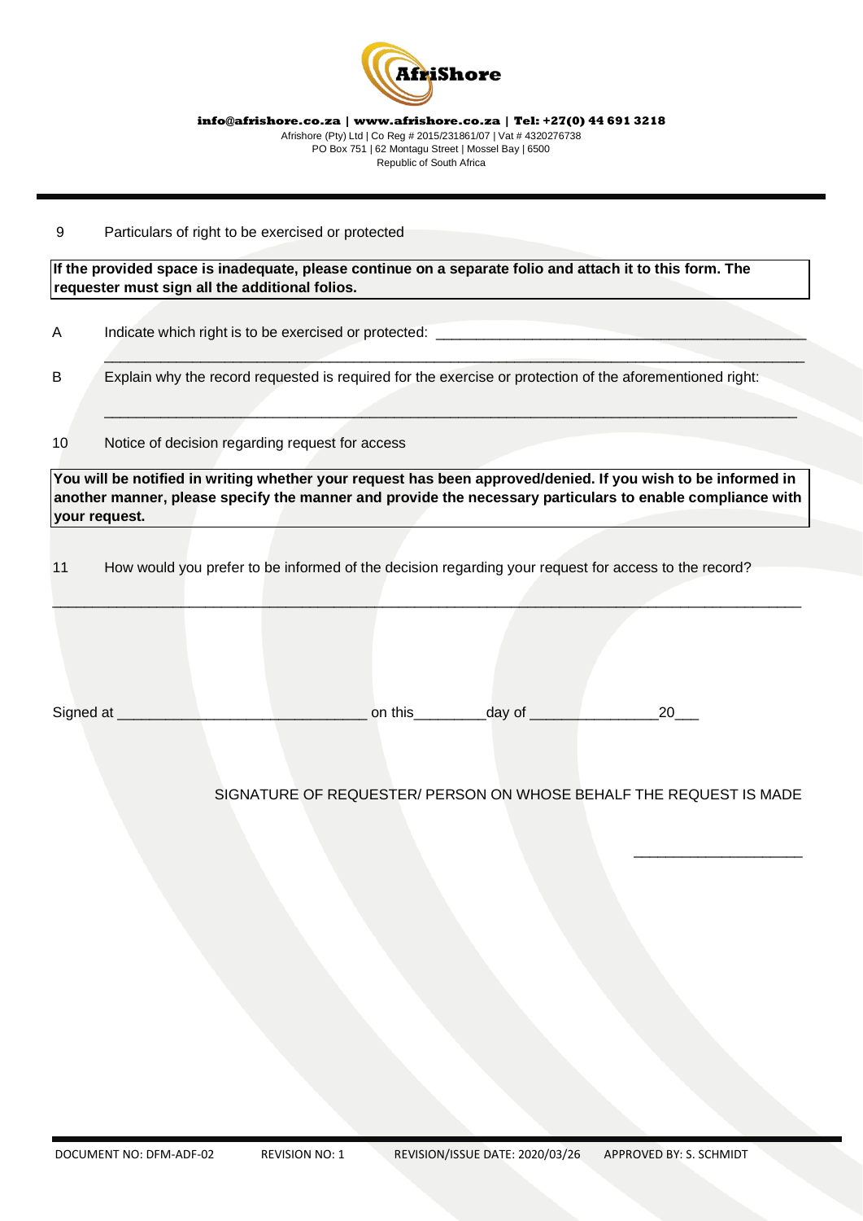9 Particulars of right to be exercised or protected

**If the provided space is inadequate, please continue on a separate folio and attach it to this form. The requester must sign all the additional folios.**

A Indicate which right is to be exercised or protected: _______________________________________________

_______________________________________________________________________________________

B Explain why the record requested is required for the exercise or protection of the aforementioned right:

_______________________________________________________________________________________

10 Notice of decision regarding request for access

**You will be notified in writing whether your request has been approved/denied. If you wish to be informed in another manner, please specify the manner and provide the necessary particulars to enable compliance with your request.**

11 How would you prefer to be informed of the decision regarding your request for access to the record?

_______________________________________________________________________________________

Signed at ______________________________ on this________day of _______________20___

SIGNATURE OF REQUESTER/ PERSON ON WHOSE BEHALF THE REQUEST IS MADE

____________________

DOCUMENT NO: DFM-ADF-02 REVISION NO: 1 REVISION/ISSUE DATE: 2020/03/26 APPROVED BY: S. SCHMIDT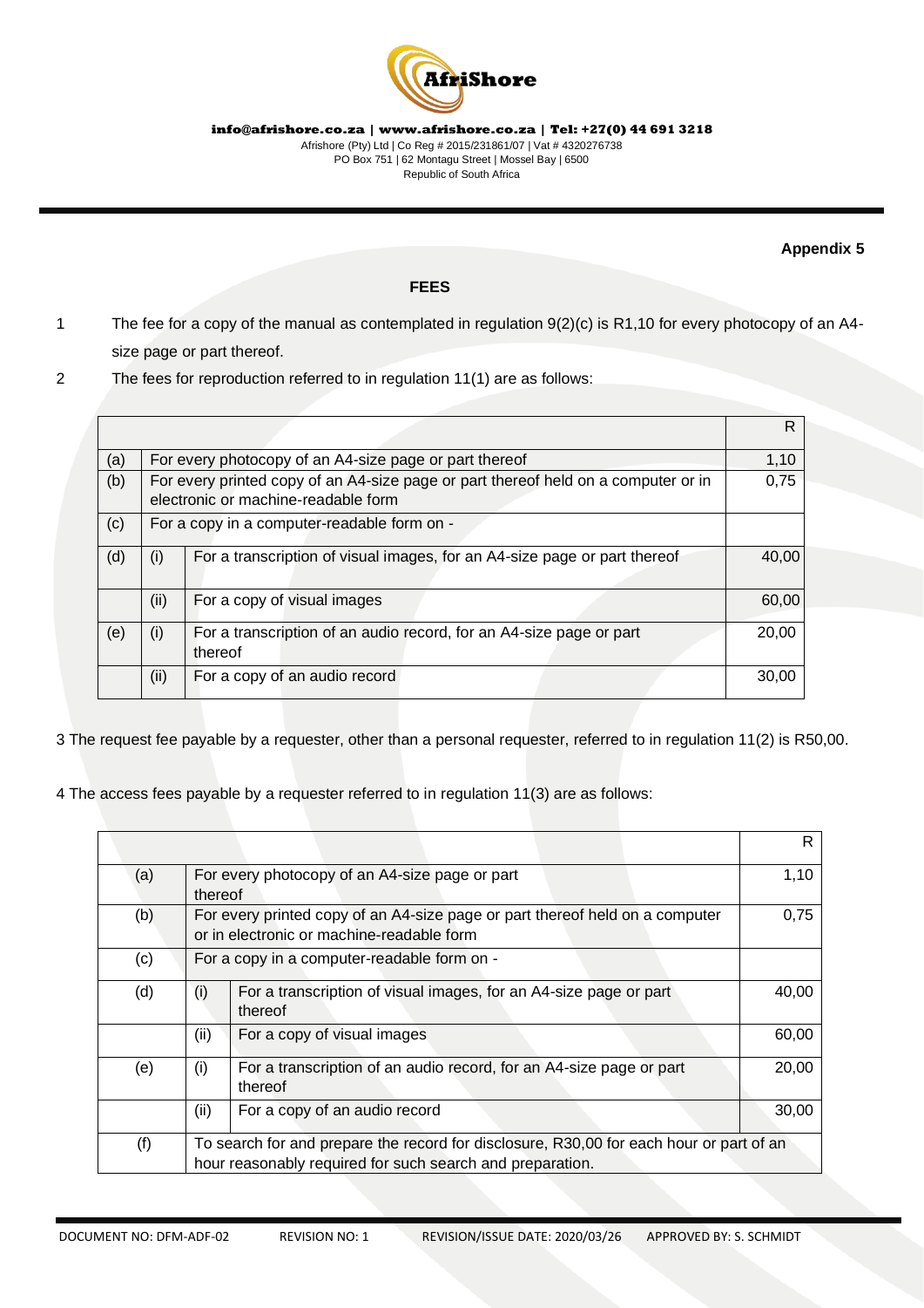**Appendix 5**

**FEES**

1 The fee for a copy of the manual as contemplated in regulation 9(2)(c) is R1,10 for every photocopy of an A4-size page or part thereof.

2 The fees for reproduction referred to in regulation 11(1) are as follows:

| | | | R |
|---|---|---|---|
| (a) | For every photocopy of an A4-size page or part thereof | | 1,10 |
| (b) | For every printed copy of an A4-size page or part thereof held on a computer or in electronic or machine-readable form | | 0,75 |
| (c) | For a copy in a computer-readable form on - | | |
| (d) | (i) | For a transcription of visual images, for an A4-size page or part thereof | 40,00 |
| | (ii) | For a copy of visual images | 60,00 |
| (e) | (i) | For a transcription of an audio record, for an A4-size page or part thereof | 20,00 |
| | (ii) | For a copy of an audio record | 30,00 |

3 The request fee payable by a requester, other than a personal requester, referred to in regulation 11(2) is R50,00.

4 The access fees payable by a requester referred to in regulation 11(3) are as follows:

| | | | R |
|---|---|---|---|
| (a) | For every photocopy of an A4-size page or part thereof | | 1,10 |
| (b) | For every printed copy of an A4-size page or part thereof held on a computer or in electronic or machine-readable form | | 0,75 |
| (c) | For a copy in a computer-readable form on - | | |
| (d) | (i) | For a transcription of visual images, for an A4-size page or part thereof | 40,00 |
| | (ii) | For a copy of visual images | 60,00 |
| (e) | (i) | For a transcription of an audio record, for an A4-size page or part thereof | 20,00 |
| | (ii) | For a copy of an audio record | 30,00 |
| (f) | To search for and prepare the record for disclosure, R30,00 for each hour or part of an hour reasonably required for such search and preparation. | | |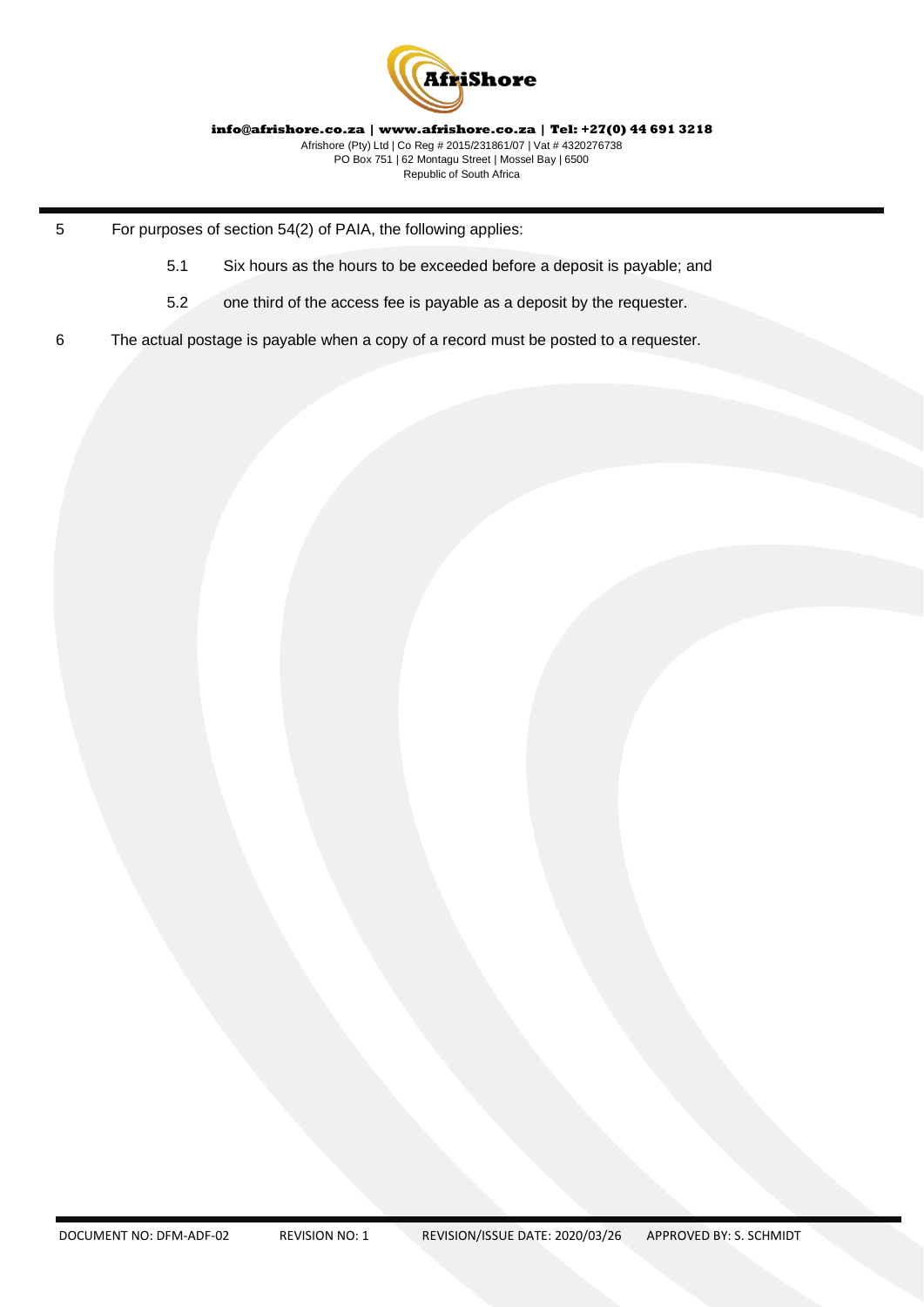5 For purposes of section 54(2) of PAIA, the following applies:

   5.1 Six hours as the hours to be exceeded before a deposit is payable; and

   5.2 one third of the access fee is payable as a deposit by the requester.

6 The actual postage is payable when a copy of a record must be posted to a requester.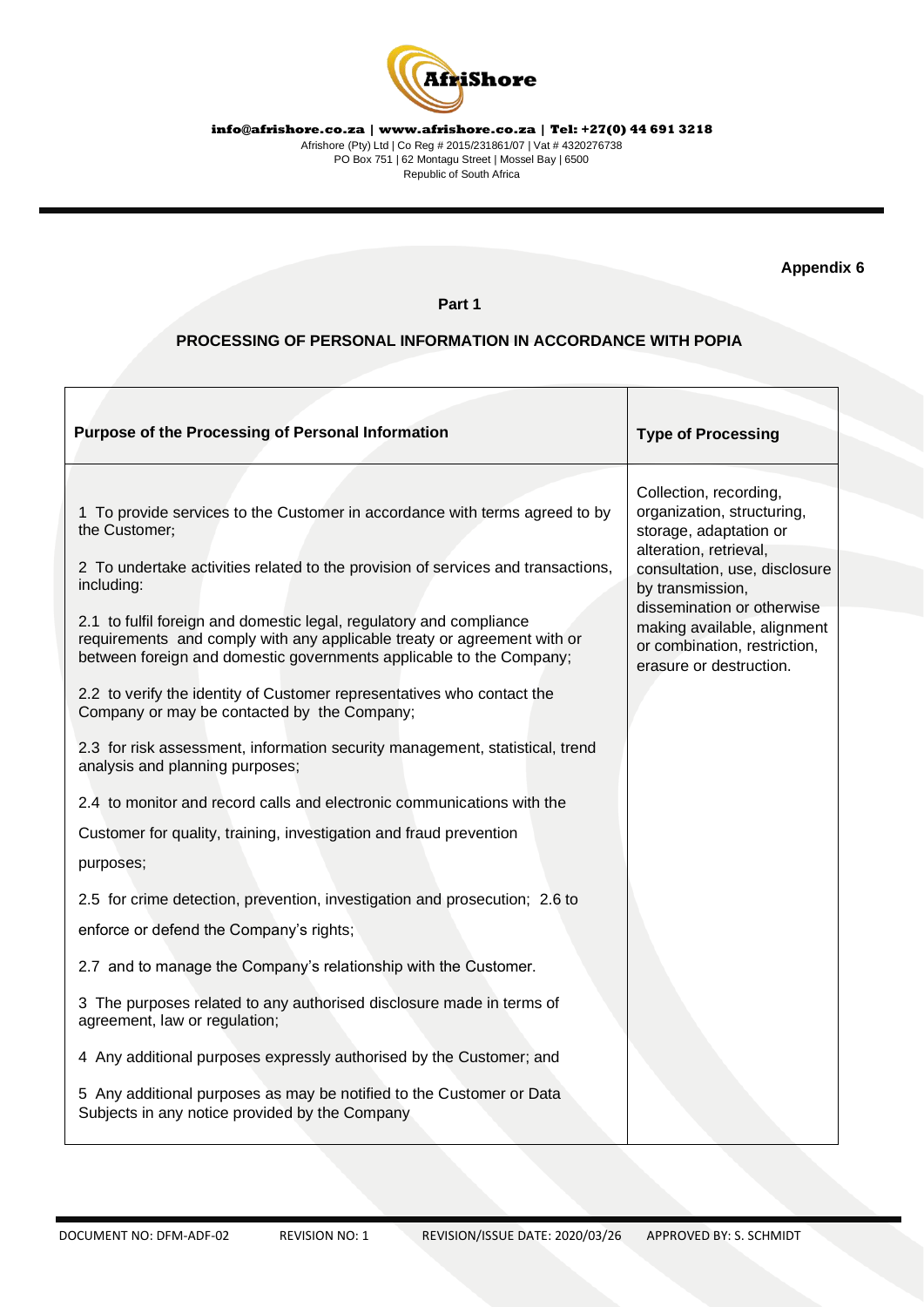**Appendix 6**

**Part 1**

## PROCESSING OF PERSONAL INFORMATION IN ACCORDANCE WITH POPIA

| Purpose of the Processing of Personal Information | Type of Processing |
|---|---|
| 1 To provide services to the Customer in accordance with terms agreed to by the Customer;<br><br>2 To undertake activities related to the provision of services and transactions, including:<br><br>2.1 to fulfil foreign and domestic legal, regulatory and compliance requirements and comply with any applicable treaty or agreement with or between foreign and domestic governments applicable to the Company;<br><br>2.2 to verify the identity of Customer representatives who contact the Company or may be contacted by the Company;<br><br>2.3 for risk assessment, information security management, statistical, trend analysis and planning purposes;<br><br>2.4 to monitor and record calls and electronic communications with the Customer for quality, training, investigation and fraud prevention purposes;<br><br>2.5 for crime detection, prevention, investigation and prosecution; 2.6 to enforce or defend the Company's rights;<br><br>2.7 and to manage the Company's relationship with the Customer.<br><br>3 The purposes related to any authorised disclosure made in terms of agreement, law or regulation;<br><br>4 Any additional purposes expressly authorised by the Customer; and<br><br>5 Any additional purposes as may be notified to the Customer or Data Subjects in any notice provided by the Company | Collection, recording, organization, structuring, storage, adaptation or alteration, retrieval, consultation, use, disclosure by transmission, dissemination or otherwise making available, alignment or combination, restriction, erasure or destruction. |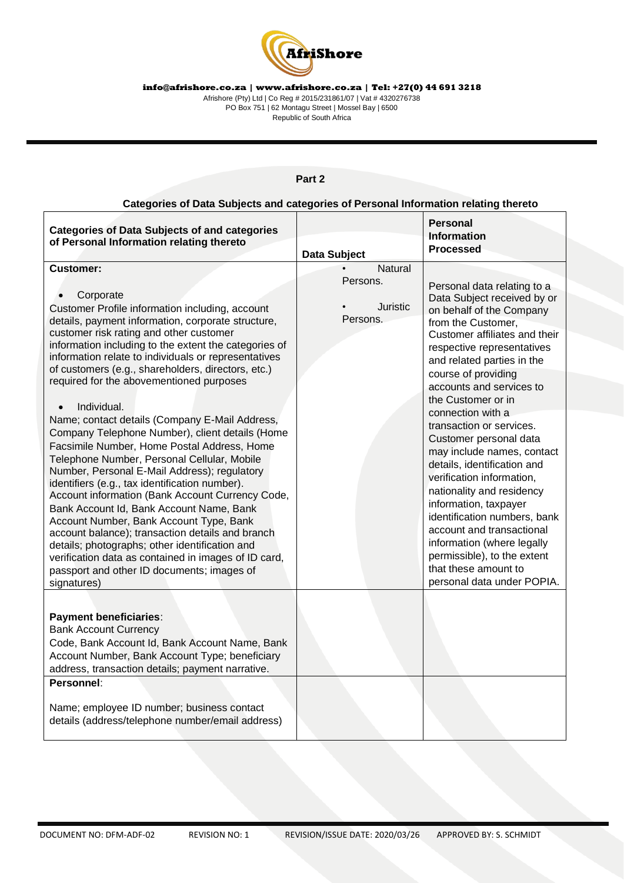**Part 2**

**Categories of Data Subjects and categories of Personal Information relating thereto**

| **Categories of Data Subjects of and categories of Personal Information relating thereto** | **Data Subject** | **Personal Information Processed** |
|---|---|---|
| **Customer:**<br><br>• Corporate<br>Customer Profile information including, account details, payment information, corporate structure, customer risk rating and other customer information including to the extent the categories of information relate to individuals or representatives of customers (e.g., shareholders, directors, etc.) required for the abovementioned purposes<br><br>• Individual.<br>Name; contact details (Company E-Mail Address, Company Telephone Number), client details (Home Facsimile Number, Home Postal Address, Home Telephone Number, Personal Cellular, Mobile Number, Personal E-Mail Address); regulatory identifiers (e.g., tax identification number). Account information (Bank Account Currency Code, Bank Account Id, Bank Account Name, Bank Account Number, Bank Account Type, Bank account balance); transaction details and branch details; photographs; other identification and verification data as contained in images of ID card, passport and other ID documents; images of signatures) | • Natural Persons.<br><br>• Juristic Persons. | Personal data relating to a Data Subject received by or on behalf of the Company from the Customer, Customer affiliates and their respective representatives and related parties in the course of providing accounts and services to the Customer or in connection with a transaction or services. Customer personal data may include names, contact details, identification and verification information, nationality and residency information, taxpayer identification numbers, bank account and transactional information (where legally permissible), to the extent that these amount to personal data under POPIA. |
| **Payment beneficiaries**:<br>Bank Account Currency Code, Bank Account Id, Bank Account Name, Bank Account Number, Bank Account Type; beneficiary address, transaction details; payment narrative. | | |
| **Personnel**:<br><br>Name; employee ID number; business contact details (address/telephone number/email address) | | |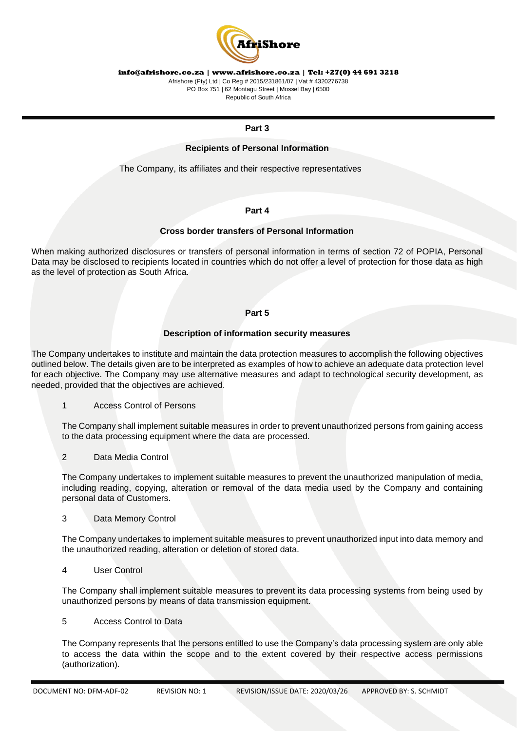## Part 3

### Recipients of Personal Information

The Company, its affiliates and their respective representatives

## Part 4

### Cross border transfers of Personal Information

When making authorized disclosures or transfers of personal information in terms of section 72 of POPIA, Personal Data may be disclosed to recipients located in countries which do not offer a level of protection for those data as high as the level of protection as South Africa.

## Part 5

### Description of information security measures

The Company undertakes to institute and maintain the data protection measures to accomplish the following objectives outlined below. The details given are to be interpreted as examples of how to achieve an adequate data protection level for each objective. The Company may use alternative measures and adapt to technological security development, as needed, provided that the objectives are achieved.

1 Access Control of Persons

The Company shall implement suitable measures in order to prevent unauthorized persons from gaining access to the data processing equipment where the data are processed.

2 Data Media Control

The Company undertakes to implement suitable measures to prevent the unauthorized manipulation of media, including reading, copying, alteration or removal of the data media used by the Company and containing personal data of Customers.

3 Data Memory Control

The Company undertakes to implement suitable measures to prevent unauthorized input into data memory and the unauthorized reading, alteration or deletion of stored data.

4 User Control

The Company shall implement suitable measures to prevent its data processing systems from being used by unauthorized persons by means of data transmission equipment.

5 Access Control to Data

The Company represents that the persons entitled to use the Company's data processing system are only able to access the data within the scope and to the extent covered by their respective access permissions (authorization).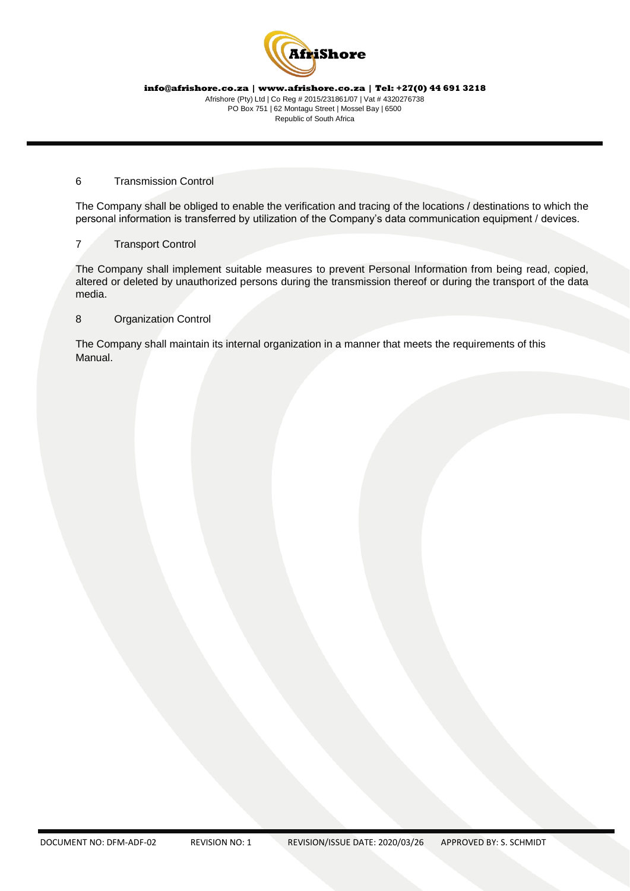## 6 Transmission Control

The Company shall be obliged to enable the verification and tracing of the locations / destinations to which the personal information is transferred by utilization of the Company's data communication equipment / devices.

## 7 Transport Control

The Company shall implement suitable measures to prevent Personal Information from being read, copied, altered or deleted by unauthorized persons during the transmission thereof or during the transport of the data media.

## 8 Organization Control

The Company shall maintain its internal organization in a manner that meets the requirements of this Manual.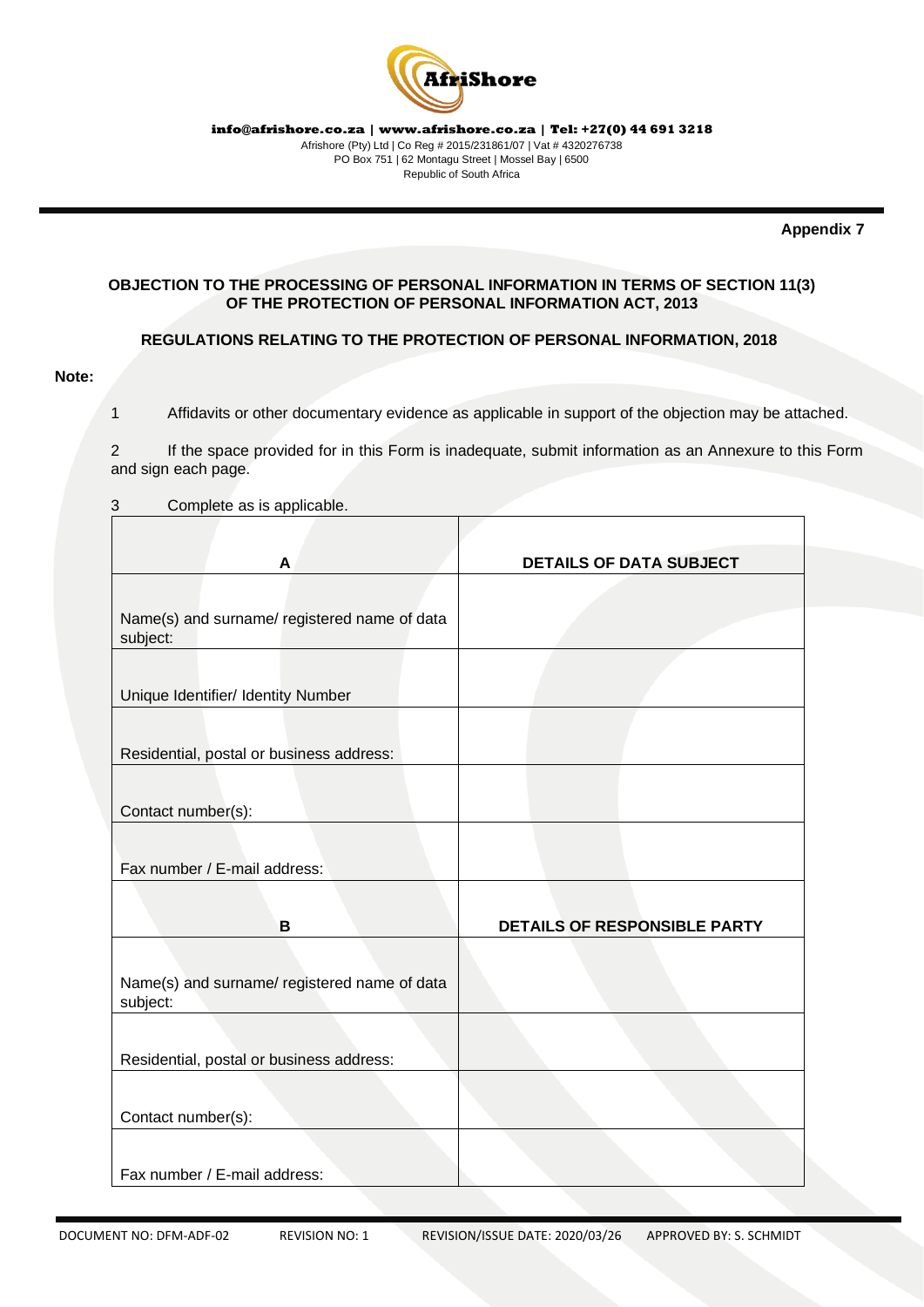**Appendix 7**

**OBJECTION TO THE PROCESSING OF PERSONAL INFORMATION IN TERMS OF SECTION 11(3) OF THE PROTECTION OF PERSONAL INFORMATION ACT, 2013**

**REGULATIONS RELATING TO THE PROTECTION OF PERSONAL INFORMATION, 2018**

**Note:**

1 Affidavits or other documentary evidence as applicable in support of the objection may be attached.

2 If the space provided for in this Form is inadequate, submit information as an Annexure to this Form and sign each page.

3 Complete as is applicable.

| **A** | **DETAILS OF DATA SUBJECT** |
|---|---|
| Name(s) and surname/ registered name of data subject: | |
| Unique Identifier/ Identity Number | |
| Residential, postal or business address: | |
| Contact number(s): | |
| Fax number / E-mail address: | |
| **B** | **DETAILS OF RESPONSIBLE PARTY** |
| Name(s) and surname/ registered name of data subject: | |
| Residential, postal or business address: | |
| Contact number(s): | |
| Fax number / E-mail address: | |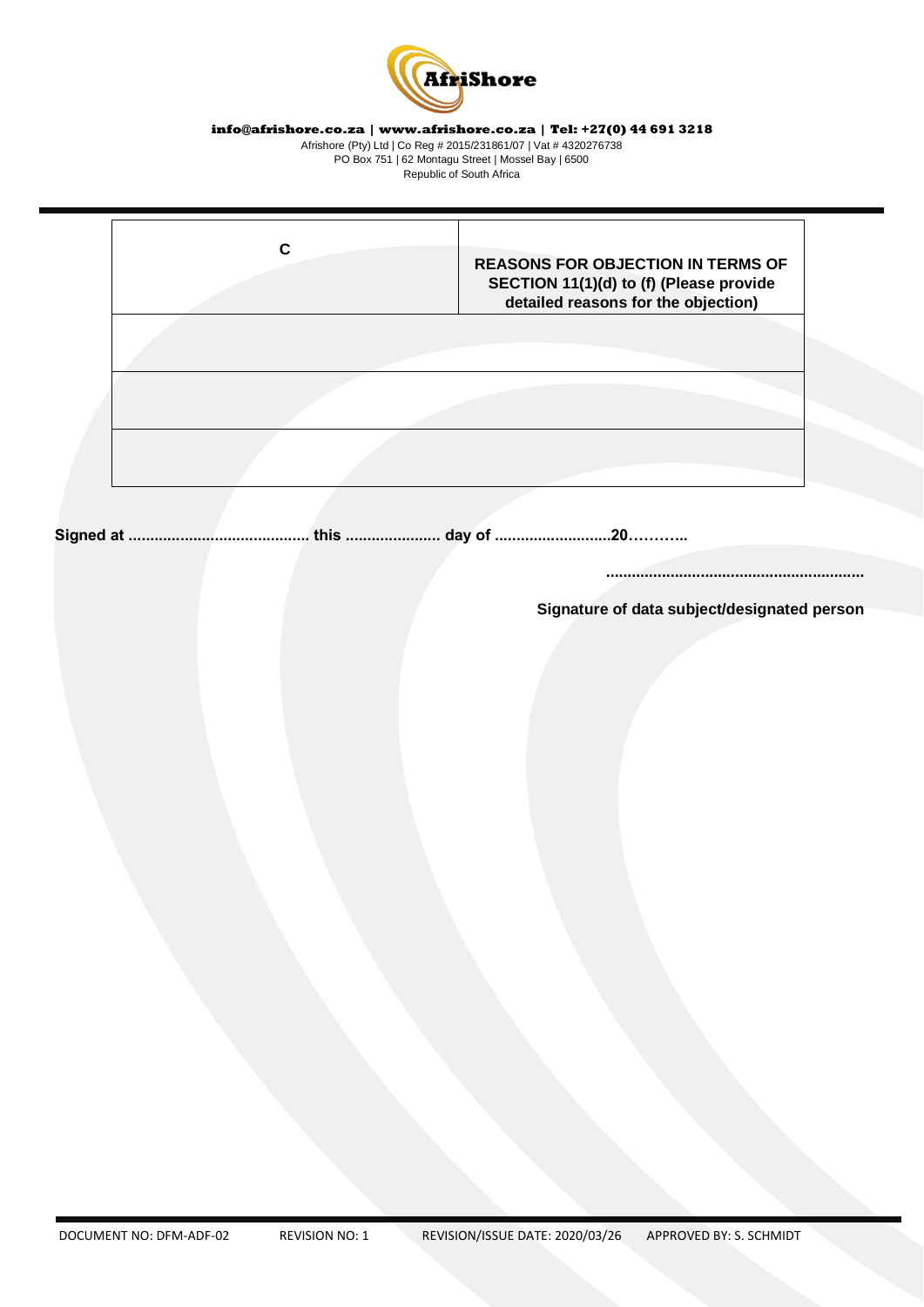| C | REASONS FOR OBJECTION IN TERMS OF SECTION 11(1)(d) to (f) (Please provide detailed reasons for the objection) |
|---|---|
| | |
| | |
| | |

**Signed at .......................................... this ..................... day of ..........................20………..**

**..........................................................**

**Signature of data subject/designated person**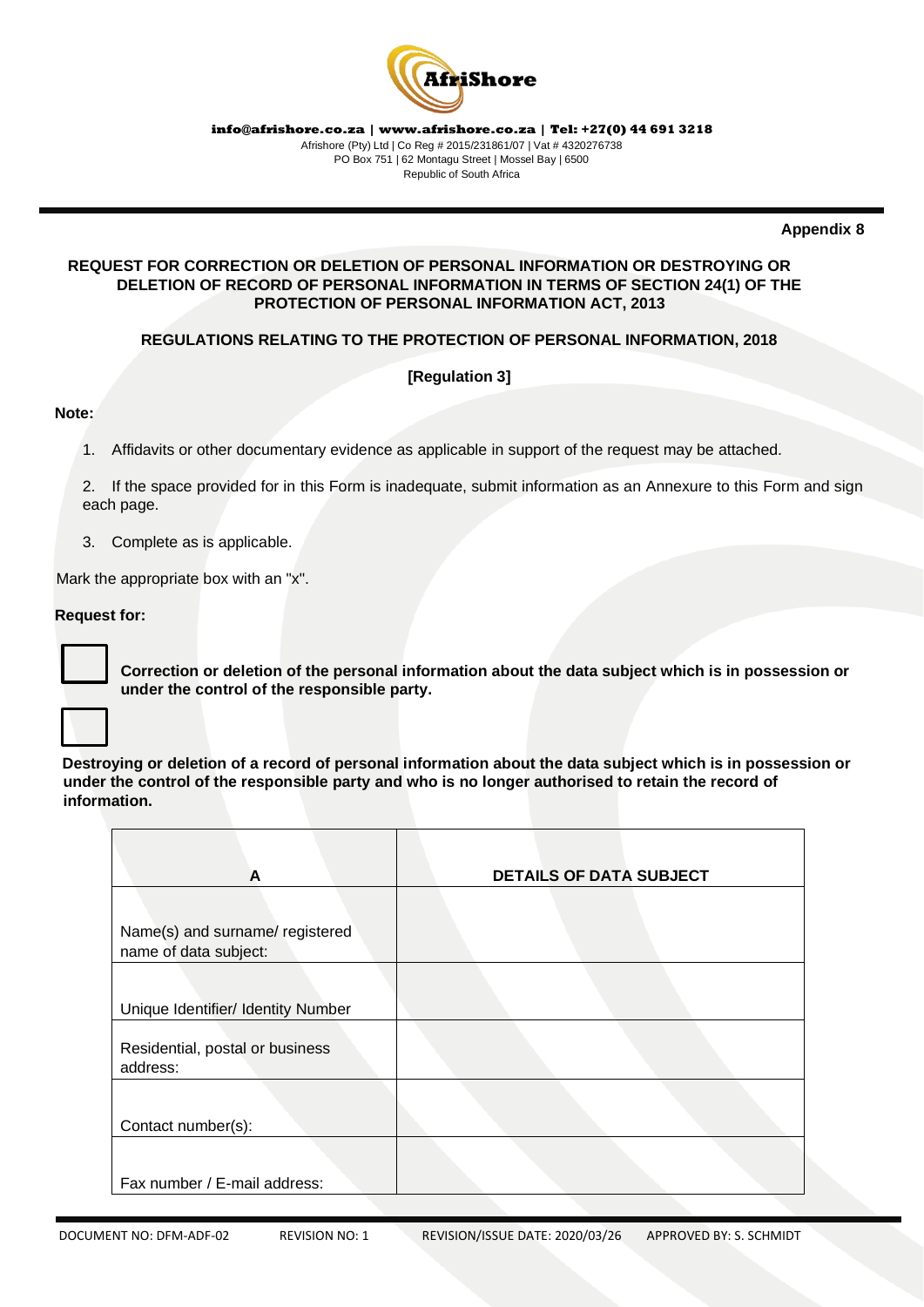AfriShore

**info@afrishore.co.za | www.afrishore.co.za | Tel: +27(0) 44 691 3218**

Afrishore (Pty) Ltd | Co Reg # 2015/231861/07 | Vat # 4320276738
PO Box 751 | 62 Montagu Street | Mossel Bay | 6500
Republic of South Africa

**Appendix 8**

**REQUEST FOR CORRECTION OR DELETION OF PERSONAL INFORMATION OR DESTROYING OR DELETION OF RECORD OF PERSONAL INFORMATION IN TERMS OF SECTION 24(1) OF THE PROTECTION OF PERSONAL INFORMATION ACT, 2013**

**REGULATIONS RELATING TO THE PROTECTION OF PERSONAL INFORMATION, 2018**

**[Regulation 3]**

**Note:**

1. Affidavits or other documentary evidence as applicable in support of the request may be attached.
2. If the space provided for in this Form is inadequate, submit information as an Annexure to this Form and sign each page.
3. Complete as is applicable.

Mark the appropriate box with an "x".

**Request for:**

☐ **Correction or deletion of the personal information about the data subject which is in possession or under the control of the responsible party.**

☐ **Destroying or deletion of a record of personal information about the data subject which is in possession or under the control of the responsible party and who is no longer authorised to retain the record of information.**

| A | DETAILS OF DATA SUBJECT |
|---|---|
| Name(s) and surname/ registered name of data subject: | |
| Unique Identifier/ Identity Number | |
| Residential, postal or business address: | |
| Contact number(s): | |
| Fax number / E-mail address: | |

DOCUMENT NO: DFM-ADF-02 REVISION NO: 1 REVISION/ISSUE DATE: 2020/03/26 APPROVED BY: S. SCHMIDT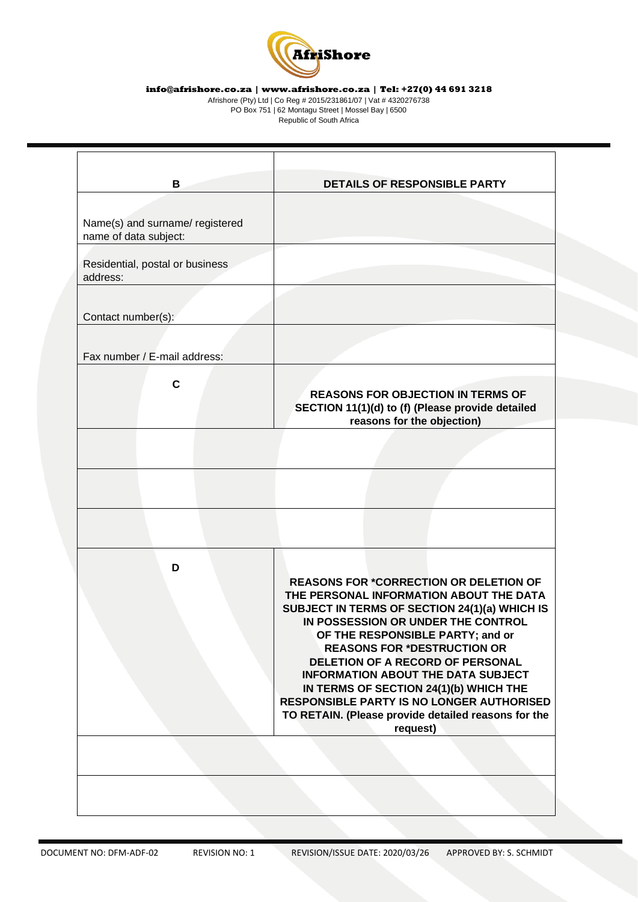| B | DETAILS OF RESPONSIBLE PARTY |
|---|---|
| Name(s) and surname/ registered name of data subject: | |
| Residential, postal or business address: | |
| Contact number(s): | |
| Fax number / E-mail address: | |
| C | **REASONS FOR OBJECTION IN TERMS OF SECTION 11(1)(d) to (f) (Please provide detailed reasons for the objection)** |
| | |
| | |
| | |
| D | **REASONS FOR *CORRECTION OR DELETION OF THE PERSONAL INFORMATION ABOUT THE DATA SUBJECT IN TERMS OF SECTION 24(1)(a) WHICH IS IN POSSESSION OR UNDER THE CONTROL OF THE RESPONSIBLE PARTY; and or REASONS FOR *DESTRUCTION OR DELETION OF A RECORD OF PERSONAL INFORMATION ABOUT THE DATA SUBJECT IN TERMS OF SECTION 24(1)(b) WHICH THE RESPONSIBLE PARTY IS NO LONGER AUTHORISED TO RETAIN. (Please provide detailed reasons for the request)** |
| | |
| | |